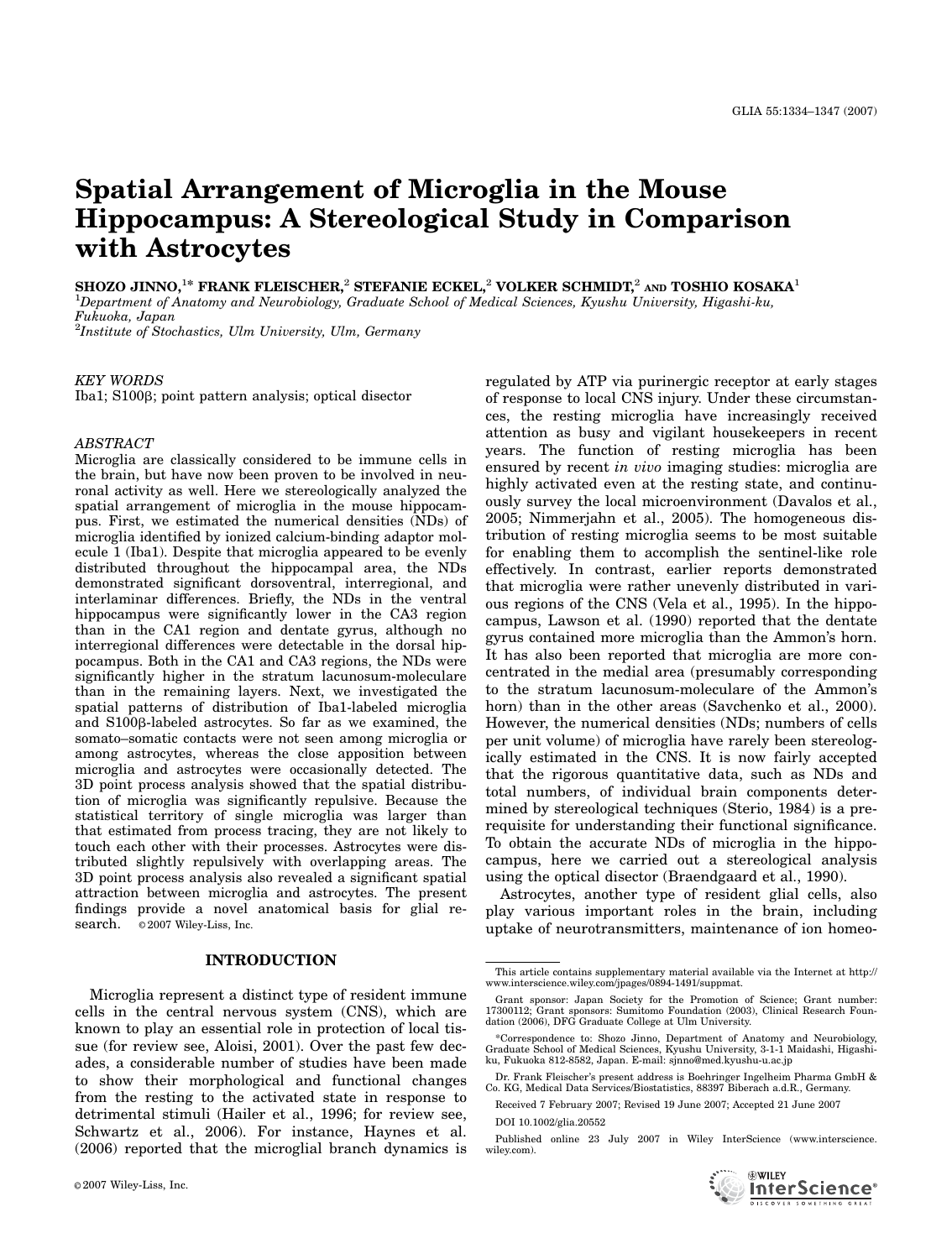# Spatial Arrangement of Microglia in the Mouse Hippocampus: A Stereological Study in Comparison with Astrocytes

**SHOZO JINNO,[1]* FRANK FLEISCHER,[2] STEFANIE ECKEL,[2] VOLKER SCHMIDT,[2] AND TOSHIO KOSAKA[1]**

[1]*Department of Anatomy and Neurobiology, Graduate School of Medical Sciences, Kyushu University, Higashi-ku, Fukuoka, Japan*

[2]*Institute of Stochastics, Ulm University, Ulm, Germany*

*KEY WORDS*

Iba1; S100β; point pattern analysis; optical disector

*ABSTRACT*

Microglia are classically considered to be immune cells in the brain, but have now been proven to be involved in neuronal activity as well. Here we stereologically analyzed the spatial arrangement of microglia in the mouse hippocampus. First, we estimated the numerical densities (NDs) of microglia identified by ionized calcium-binding adaptor molecule 1 (Iba1). Despite that microglia appeared to be evenly distributed throughout the hippocampal area, the NDs demonstrated significant dorsoventral, interregional, and interlaminar differences. Briefly, the NDs in the ventral hippocampus were significantly lower in the CA3 region than in the CA1 region and dentate gyrus, although no interregional differences were detectable in the dorsal hippocampus. Both in the CA1 and CA3 regions, the NDs were significantly higher in the stratum lacunosum-moleculare than in the remaining layers. Next, we investigated the spatial patterns of distribution of Iba1-labeled microglia and S100β-labeled astrocytes. So far as we examined, the somato–somatic contacts were not seen among microglia or among astrocytes, whereas the close apposition between microglia and astrocytes were occasionally detected. The 3D point process analysis showed that the spatial distribution of microglia was significantly repulsive. Because the statistical territory of single microglia was larger than that estimated from process tracing, they are not likely to touch each other with their processes. Astrocytes were distributed slightly repulsively with overlapping areas. The 3D point process analysis also revealed a significant spatial attraction between microglia and astrocytes. The present findings provide a novel anatomical basis for glial research. © 2007 Wiley-Liss, Inc.

## INTRODUCTION

Microglia represent a distinct type of resident immune cells in the central nervous system (CNS), which are known to play an essential role in protection of local tissue (for review see, Aloisi, 2001). Over the past few decades, a considerable number of studies have been made to show their morphological and functional changes from the resting to the activated state in response to detrimental stimuli (Hailer et al., 1996; for review see, Schwartz et al., 2006). For instance, Haynes et al. (2006) reported that the microglial branch dynamics is regulated by ATP via purinergic receptor at early stages of response to local CNS injury. Under these circumstances, the resting microglia have increasingly received attention as busy and vigilant housekeepers in recent years. The function of resting microglia has been ensured by recent *in vivo* imaging studies: microglia are highly activated even at the resting state, and continuously survey the local microenvironment (Davalos et al., 2005; Nimmerjahn et al., 2005). The homogeneous distribution of resting microglia seems to be most suitable for enabling them to accomplish the sentinel-like role effectively. In contrast, earlier reports demonstrated that microglia were rather unevenly distributed in various regions of the CNS (Vela et al., 1995). In the hippocampus, Lawson et al. (1990) reported that the dentate gyrus contained more microglia than the Ammon's horn. It has also been reported that microglia are more concentrated in the medial area (presumably corresponding to the stratum lacunosum-moleculare of the Ammon's horn) than in the other areas (Savchenko et al., 2000). However, the numerical densities (NDs; numbers of cells per unit volume) of microglia have rarely been stereologically estimated in the CNS. It is now fairly accepted that the rigorous quantitative data, such as NDs and total numbers, of individual brain components determined by stereological techniques (Sterio, 1984) is a prerequisite for understanding their functional significance. To obtain the accurate NDs of microglia in the hippocampus, here we carried out a stereological analysis using the optical disector (Braendgaard et al., 1990).

Astrocytes, another type of resident glial cells, also play various important roles in the brain, including uptake of neurotransmitters, maintenance of ion homeo-

---

This article contains supplementary material available via the Internet at http://www.interscience.wiley.com/jpages/0894-1491/suppmat.

Grant sponsor: Japan Society for the Promotion of Science; Grant number: 17300112; Grant sponsors: Sumitomo Foundation (2003), Clinical Research Foundation (2006), DFG Graduate College at Ulm University.

*Correspondence to: Shozo Jinno, Department of Anatomy and Neurobiology, Graduate School of Medical Sciences, Kyushu University, 3-1-1 Maidashi, Higashi-ku, Fukuoka 812-8582, Japan. E-mail: sjnno@med.kyushu-u.ac.jp

Dr. Frank Fleischer's present address is Boehringer Ingelheim Pharma GmbH & Co. KG, Medical Data Services/Biostatistics, 88397 Biberach a.d.R., Germany.

Received 7 February 2007; Revised 19 June 2007; Accepted 21 June 2007

DOI 10.1002/glia.20552

Published online 23 July 2007 in Wiley InterScience (www.interscience.wiley.com).

© 2007 Wiley-Liss, Inc.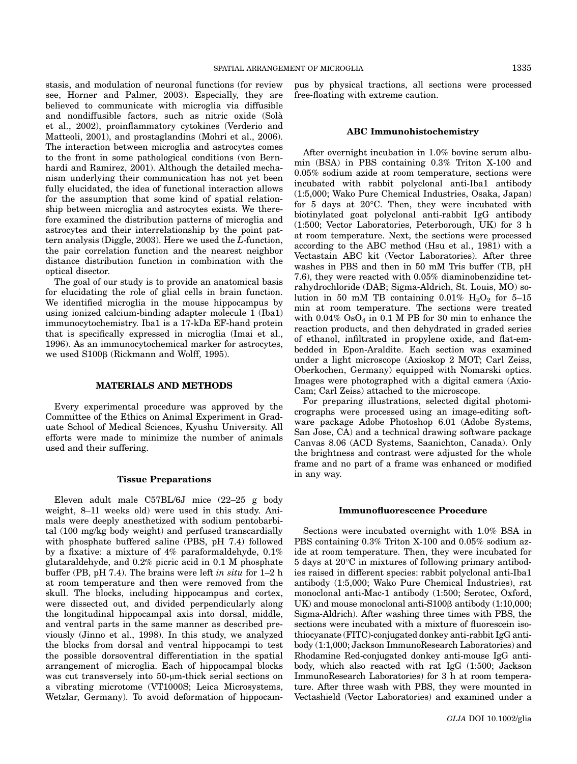stasis, and modulation of neuronal functions (for review see, Horner and Palmer, 2003). Especially, they are believed to communicate with microglia via diffusible and nondiffusible factors, such as nitric oxide (Solà et al., 2002), proinflammatory cytokines (Verderio and Matteoli, 2001), and prostaglandins (Mohri et al., 2006). The interaction between microglia and astrocytes comes to the front in some pathological conditions (von Bernhardi and Ramirez, 2001). Although the detailed mechanism underlying their communication has not yet been fully elucidated, the idea of functional interaction allows for the assumption that some kind of spatial relationship between microglia and astrocytes exists. We therefore examined the distribution patterns of microglia and astrocytes and their interrelationship by the point pattern analysis (Diggle, 2003). Here we used the *L*-function, the pair correlation function and the nearest neighbor distance distribution function in combination with the optical disector.

The goal of our study is to provide an anatomical basis for elucidating the role of glial cells in brain function. We identified microglia in the mouse hippocampus by using ionized calcium-binding adapter molecule 1 (Iba1) immunocytochemistry. Iba1 is a 17-kDa EF-hand protein that is specifically expressed in microglia (Imai et al., 1996). As an immunocytochemical marker for astrocytes, we used S100β (Rickmann and Wolff, 1995).

## MATERIALS AND METHODS

Every experimental procedure was approved by the Committee of the Ethics on Animal Experiment in Graduate School of Medical Sciences, Kyushu University. All efforts were made to minimize the number of animals used and their suffering.

### Tissue Preparations

Eleven adult male C57BL/6J mice (22–25 g body weight, 8–11 weeks old) were used in this study. Animals were deeply anesthetized with sodium pentobarbital (100 mg/kg body weight) and perfused transcardially with phosphate buffered saline (PBS, pH 7.4) followed by a fixative: a mixture of 4% paraformaldehyde, 0.1% glutaraldehyde, and 0.2% picric acid in 0.1 M phosphate buffer (PB, pH 7.4). The brains were left *in situ* for 1–2 h at room temperature and then were removed from the skull. The blocks, including hippocampus and cortex, were dissected out, and divided perpendicularly along the longitudinal hippocampal axis into dorsal, middle, and ventral parts in the same manner as described previously (Jinno et al., 1998). In this study, we analyzed the blocks from dorsal and ventral hippocampi to test the possible dorsoventral differentiation in the spatial arrangement of microglia. Each of hippocampal blocks was cut transversely into 50-μm-thick serial sections on a vibrating microtome (VT1000S; Leica Microsystems, Wetzlar, Germany). To avoid deformation of hippocampus by physical tractions, all sections were processed free-floating with extreme caution.

### ABC Immunohistochemistry

After overnight incubation in 1.0% bovine serum albumin (BSA) in PBS containing 0.3% Triton X-100 and 0.05% sodium azide at room temperature, sections were incubated with rabbit polyclonal anti-Iba1 antibody (1:5,000; Wako Pure Chemical Industries, Osaka, Japan) for 5 days at 20°C. Then, they were incubated with biotinylated goat polyclonal anti-rabbit IgG antibody (1:500; Vector Laboratories, Peterborough, UK) for 3 h at room temperature. Next, the sections were processed according to the ABC method (Hsu et al., 1981) with a Vectastain ABC kit (Vector Laboratories). After three washes in PBS and then in 50 mM Tris buffer (TB, pH 7.6), they were reacted with 0.05% diaminobenzidine tetrahydrochloride (DAB; Sigma-Aldrich, St. Louis, MO) solution in 50 mM TB containing 0.01% $H_2O_2$ for 5–15 min at room temperature. The sections were treated with 0.04% $OsO_4$ in 0.1 M PB for 30 min to enhance the reaction products, and then dehydrated in graded series of ethanol, infiltrated in propylene oxide, and flat-embedded in Epon-Araldite. Each section was examined under a light microscope (Axioskop 2 MOT; Carl Zeiss, Oberkochen, Germany) equipped with Nomarski optics. Images were photographed with a digital camera (AxioCam; Carl Zeiss) attached to the microscope.

For preparing illustrations, selected digital photomicrographs were processed using an image-editing software package Adobe Photoshop 6.01 (Adobe Systems, San Jose, CA) and a technical drawing software package Canvas 8.06 (ACD Systems, Saanichton, Canada). Only the brightness and contrast were adjusted for the whole frame and no part of a frame was enhanced or modified in any way.

### Immunofluorescence Procedure

Sections were incubated overnight with 1.0% BSA in PBS containing 0.3% Triton X-100 and 0.05% sodium azide at room temperature. Then, they were incubated for 5 days at 20°C in mixtures of following primary antibodies raised in different species: rabbit polyclonal anti-Iba1 antibody (1:5,000; Wako Pure Chemical Industries), rat monoclonal anti-Mac-1 antibody (1:500; Serotec, Oxford, UK) and mouse monoclonal anti-S100β antibody (1:10,000; Sigma-Aldrich). After washing three times with PBS, the sections were incubated with a mixture of fluorescein isothiocyanate (FITC)-conjugated donkey anti-rabbit IgG antibody (1:1,000; Jackson ImmunoResearch Laboratories) and Rhodamine Red-conjugated donkey anti-mouse IgG antibody, which also reacted with rat IgG (1:500; Jackson ImmunoResearch Laboratories) for 3 h at room temperature. After three wash with PBS, they were mounted in Vectashield (Vector Laboratories) and examined under a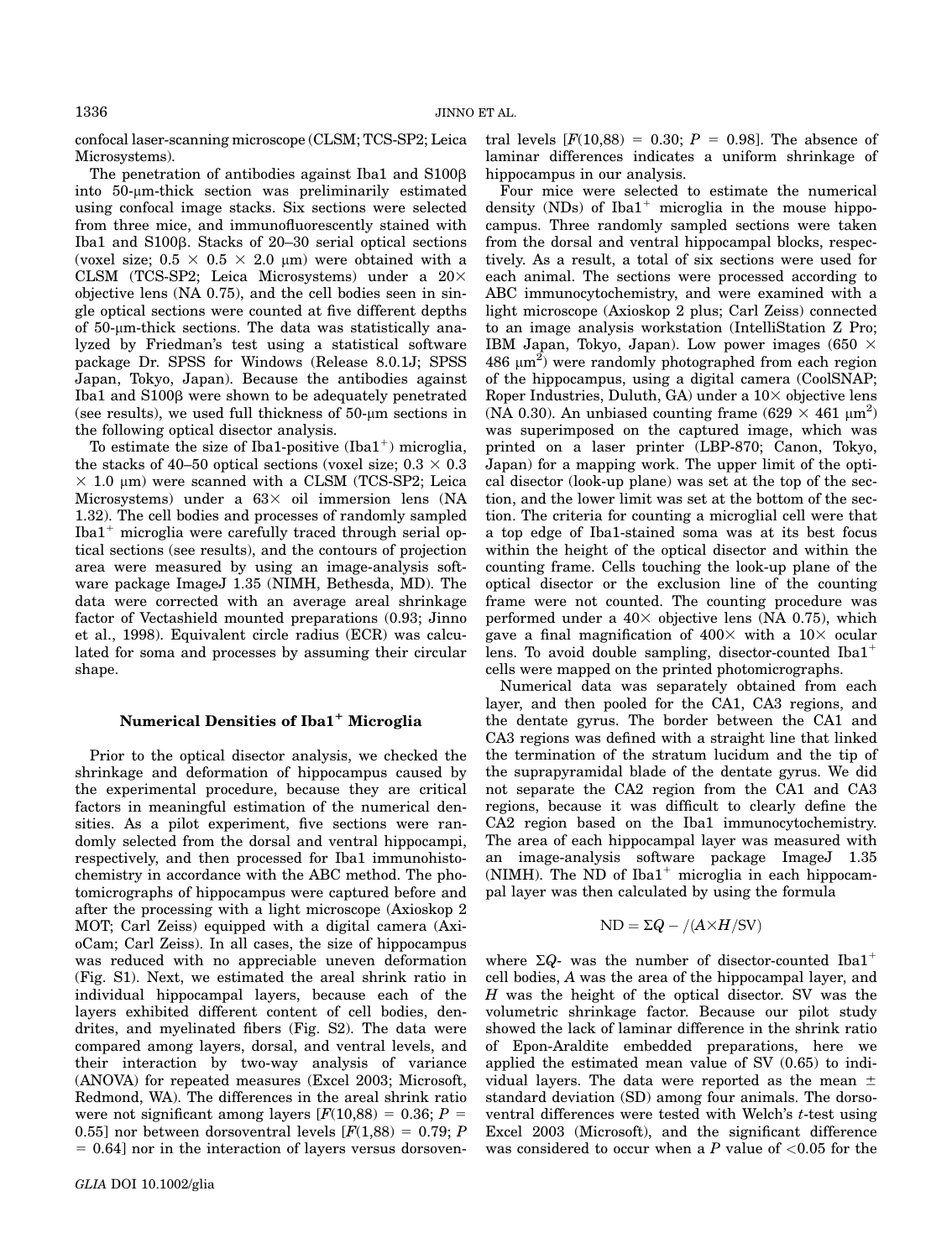confocal laser-scanning microscope (CLSM; TCS-SP2; Leica Microsystems).

The penetration of antibodies against Iba1 and S100β into 50-μm-thick section was preliminarily estimated using confocal image stacks. Six sections were selected from three mice, and immunofluorescently stained with Iba1 and S100β. Stacks of 20–30 serial optical sections (voxel size; 0.5 × 0.5 × 2.0 μm) were obtained with a CLSM (TCS-SP2; Leica Microsystems) under a 20× objective lens (NA 0.75), and the cell bodies seen in single optical sections were counted at five different depths of 50-μm-thick sections. The data was statistically analyzed by Friedman's test using a statistical software package Dr. SPSS for Windows (Release 8.0.1J; SPSS Japan, Tokyo, Japan). Because the antibodies against Iba1 and S100β were shown to be adequately penetrated (see results), we used full thickness of 50-μm sections in the following optical disector analysis.

To estimate the size of Iba1-positive ($Iba1^+$) microglia, the stacks of 40–50 optical sections (voxel size; 0.3 × 0.3 × 1.0 μm) were scanned with a CLSM (TCS-SP2; Leica Microsystems) under a 63× oil immersion lens (NA 1.32). The cell bodies and processes of randomly sampled $Iba1^+$ microglia were carefully traced through serial optical sections (see results), and the contours of projection area were measured by using an image-analysis software package ImageJ 1.35 (NIMH, Bethesda, MD). The data were corrected with an average areal shrinkage factor of Vectashield mounted preparations (0.93; Jinno et al., 1998). Equivalent circle radius (ECR) was calculated for soma and processes by assuming their circular shape.

## Numerical Densities of $Iba1^+$ Microglia

Prior to the optical disector analysis, we checked the shrinkage and deformation of hippocampus caused by the experimental procedure, because they are critical factors in meaningful estimation of the numerical densities. As a pilot experiment, five sections were randomly selected from the dorsal and ventral hippocampi, respectively, and then processed for Iba1 immunohistochemistry in accordance with the ABC method. The photomicrographs of hippocampus were captured before and after the processing with a light microscope (Axioskop 2 MOT; Carl Zeiss) equipped with a digital camera (AxioCam; Carl Zeiss). In all cases, the size of hippocampus was reduced with no appreciable uneven deformation (Fig. S1). Next, we estimated the areal shrink ratio in individual hippocampal layers, because each of the layers exhibited different content of cell bodies, dendrites, and myelinated fibers (Fig. S2). The data were compared among layers, dorsal, and ventral levels, and their interaction by two-way analysis of variance (ANOVA) for repeated measures (Excel 2003; Microsoft, Redmond, WA). The differences in the areal shrink ratio were not significant among layers [$F(10,88) = 0.36$; $P = 0.55$] nor between dorsoventral levels [$F(1,88) = 0.79$; $P = 0.64$] nor in the interaction of layers versus dorsoventral levels [$F(10,88) = 0.30$; $P = 0.98$]. The absence of laminar differences indicates a uniform shrinkage of hippocampus in our analysis.

Four mice were selected to estimate the numerical density (NDs) of $Iba1^+$ microglia in the mouse hippocampus. Three randomly sampled sections were taken from the dorsal and ventral hippocampal blocks, respectively. As a result, a total of six sections were used for each animal. The sections were processed according to ABC immunocytochemistry, and were examined with a light microscope (Axioskop 2 plus; Carl Zeiss) connected to an image analysis workstation (IntelliStation Z Pro; IBM Japan, Tokyo, Japan). Low power images (650 × 486 $\mu m^2$) were randomly photographed from each region of the hippocampus, using a digital camera (CoolSNAP; Roper Industries, Duluth, GA) under a 10× objective lens (NA 0.30). An unbiased counting frame (629 × 461 $\mu m^2$) was superimposed on the captured image, which was printed on a laser printer (LBP-870; Canon, Tokyo, Japan) for a mapping work. The upper limit of the optical disector (look-up plane) was set at the top of the section, and the lower limit was set at the bottom of the section. The criteria for counting a microglial cell were that a top edge of Iba1-stained soma was at its best focus within the height of the optical disector and within the counting frame. Cells touching the look-up plane of the optical disector or the exclusion line of the counting frame were not counted. The counting procedure was performed under a 40× objective lens (NA 0.75), which gave a final magnification of 400× with a 10× ocular lens. To avoid double sampling, disector-counted $Iba1^+$ cells were mapped on the printed photomicrographs.

Numerical data was separately obtained from each layer, and then pooled for the CA1, CA3 regions, and the dentate gyrus. The border between the CA1 and CA3 regions was defined with a straight line that linked the termination of the stratum lucidum and the tip of the suprapyramidal blade of the dentate gyrus. We did not separate the CA2 region from the CA1 and CA3 regions, because it was difficult to clearly define the CA2 region based on the Iba1 immunocytochemistry. The area of each hippocampal layer was measured with an image-analysis software package ImageJ 1.35 (NIMH). The ND of $Iba1^+$ microglia in each hippocampal layer was then calculated by using the formula

$$\mathrm{ND} = \Sigma Q - /(A \times H/\mathrm{SV})$$

where $\Sigma Q-$ was the number of disector-counted $Iba1^+$ cell bodies, $A$ was the area of the hippocampal layer, and $H$ was the height of the optical disector. SV was the volumetric shrinkage factor. Because our pilot study showed the lack of laminar difference in the shrink ratio of Epon-Araldite embedded preparations, here we applied the estimated mean value of SV (0.65) to individual layers. The data were reported as the mean ± standard deviation (SD) among four animals. The dorsoventral differences were tested with Welch's $t$-test using Excel 2003 (Microsoft), and the significant difference was considered to occur when a $P$ value of <0.05 for the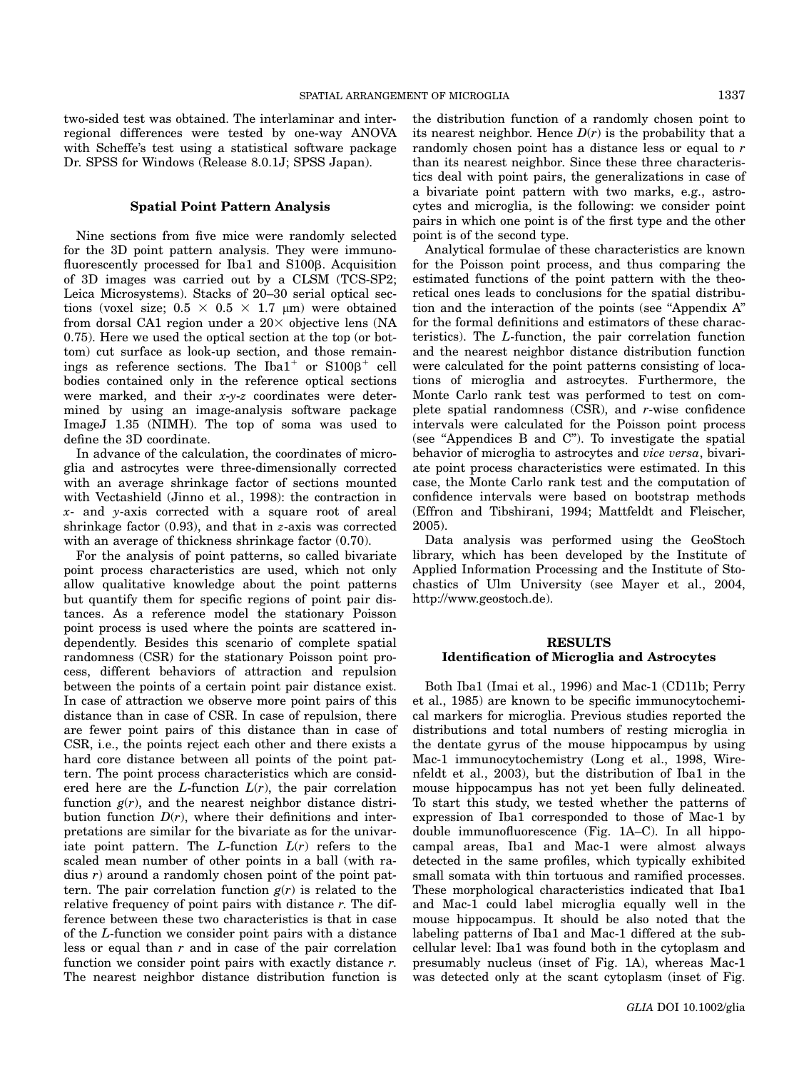two-sided test was obtained. The interlaminar and interregional differences were tested by one-way ANOVA with Scheffe's test using a statistical software package Dr. SPSS for Windows (Release 8.0.1J; SPSS Japan).

### Spatial Point Pattern Analysis

Nine sections from five mice were randomly selected for the 3D point pattern analysis. They were immunofluorescently processed for Iba1 and S100β. Acquisition of 3D images was carried out by a CLSM (TCS-SP2; Leica Microsystems). Stacks of 20–30 serial optical sections (voxel size; 0.5 × 0.5 × 1.7 μm) were obtained from dorsal CA1 region under a 20× objective lens (NA 0.75). Here we used the optical section at the top (or bottom) cut surface as look-up section, and those remainings as reference sections. The $Iba1^+$ or $S100\beta^+$ cell bodies contained only in the reference optical sections were marked, and their *x*-*y*-*z* coordinates were determined by using an image-analysis software package ImageJ 1.35 (NIMH). The top of soma was used to define the 3D coordinate.

In advance of the calculation, the coordinates of microglia and astrocytes were three-dimensionally corrected with an average shrinkage factor of sections mounted with Vectashield (Jinno et al., 1998): the contraction in *x*- and *y*-axis corrected with a square root of areal shrinkage factor (0.93), and that in *z*-axis was corrected with an average of thickness shrinkage factor (0.70).

For the analysis of point patterns, so called bivariate point process characteristics are used, which not only allow qualitative knowledge about the point patterns but quantify them for specific regions of point pair distances. As a reference model the stationary Poisson point process is used where the points are scattered independently. Besides this scenario of complete spatial randomness (CSR) for the stationary Poisson point process, different behaviors of attraction and repulsion between the points of a certain point pair distance exist. In case of attraction we observe more point pairs of this distance than in case of CSR. In case of repulsion, there are fewer point pairs of this distance than in case of CSR, i.e., the points reject each other and there exists a hard core distance between all points of the point pattern. The point process characteristics which are considered here are the *L*-function $L(r)$, the pair correlation function $g(r)$, and the nearest neighbor distance distribution function $D(r)$, where their definitions and interpretations are similar for the bivariate as for the univariate point pattern. The *L*-function $L(r)$ refers to the scaled mean number of other points in a ball (with radius $r$) around a randomly chosen point of the point pattern. The pair correlation function $g(r)$ is related to the relative frequency of point pairs with distance $r$. The difference between these two characteristics is that in case of the *L*-function we consider point pairs with a distance less or equal than $r$ and in case of the pair correlation function we consider point pairs with exactly distance $r$. The nearest neighbor distance distribution function is the distribution function of a randomly chosen point to its nearest neighbor. Hence $D(r)$ is the probability that a randomly chosen point has a distance less or equal to $r$ than its nearest neighbor. Since these three characteristics deal with point pairs, the generalizations in case of a bivariate point pattern with two marks, e.g., astrocytes and microglia, is the following: we consider point pairs in which one point is of the first type and the other point is of the second type.

Analytical formulae of these characteristics are known for the Poisson point process, and thus comparing the estimated functions of the point pattern with the theoretical ones leads to conclusions for the spatial distribution and the interaction of the points (see "Appendix A" for the formal definitions and estimators of these characteristics). The *L*-function, the pair correlation function and the nearest neighbor distance distribution function were calculated for the point patterns consisting of locations of microglia and astrocytes. Furthermore, the Monte Carlo rank test was performed to test on complete spatial randomness (CSR), and *r*-wise confidence intervals were calculated for the Poisson point process (see "Appendices B and C"). To investigate the spatial behavior of microglia to astrocytes and *vice versa*, bivariate point process characteristics were estimated. In this case, the Monte Carlo rank test and the computation of confidence intervals were based on bootstrap methods (Effron and Tibshirani, 1994; Mattfeldt and Fleischer, 2005).

Data analysis was performed using the GeoStoch library, which has been developed by the Institute of Applied Information Processing and the Institute of Stochastics of Ulm University (see Mayer et al., 2004, http://www.geostoch.de).

## RESULTS

### Identification of Microglia and Astrocytes

Both Iba1 (Imai et al., 1996) and Mac-1 (CD11b; Perry et al., 1985) are known to be specific immunocytochemical markers for microglia. Previous studies reported the distributions and total numbers of resting microglia in the dentate gyrus of the mouse hippocampus by using Mac-1 immunocytochemistry (Long et al., 1998, Wirenfeldt et al., 2003), but the distribution of Iba1 in the mouse hippocampus has not yet been fully delineated. To start this study, we tested whether the patterns of expression of Iba1 corresponded to those of Mac-1 by double immunofluorescence (Fig. 1A–C). In all hippocampal areas, Iba1 and Mac-1 were almost always detected in the same profiles, which typically exhibited small somata with thin tortuous and ramified processes. These morphological characteristics indicated that Iba1 and Mac-1 could label microglia equally well in the mouse hippocampus. It should be also noted that the labeling patterns of Iba1 and Mac-1 differed at the subcellular level: Iba1 was found both in the cytoplasm and presumably nucleus (inset of Fig. 1A), whereas Mac-1 was detected only at the scant cytoplasm (inset of Fig.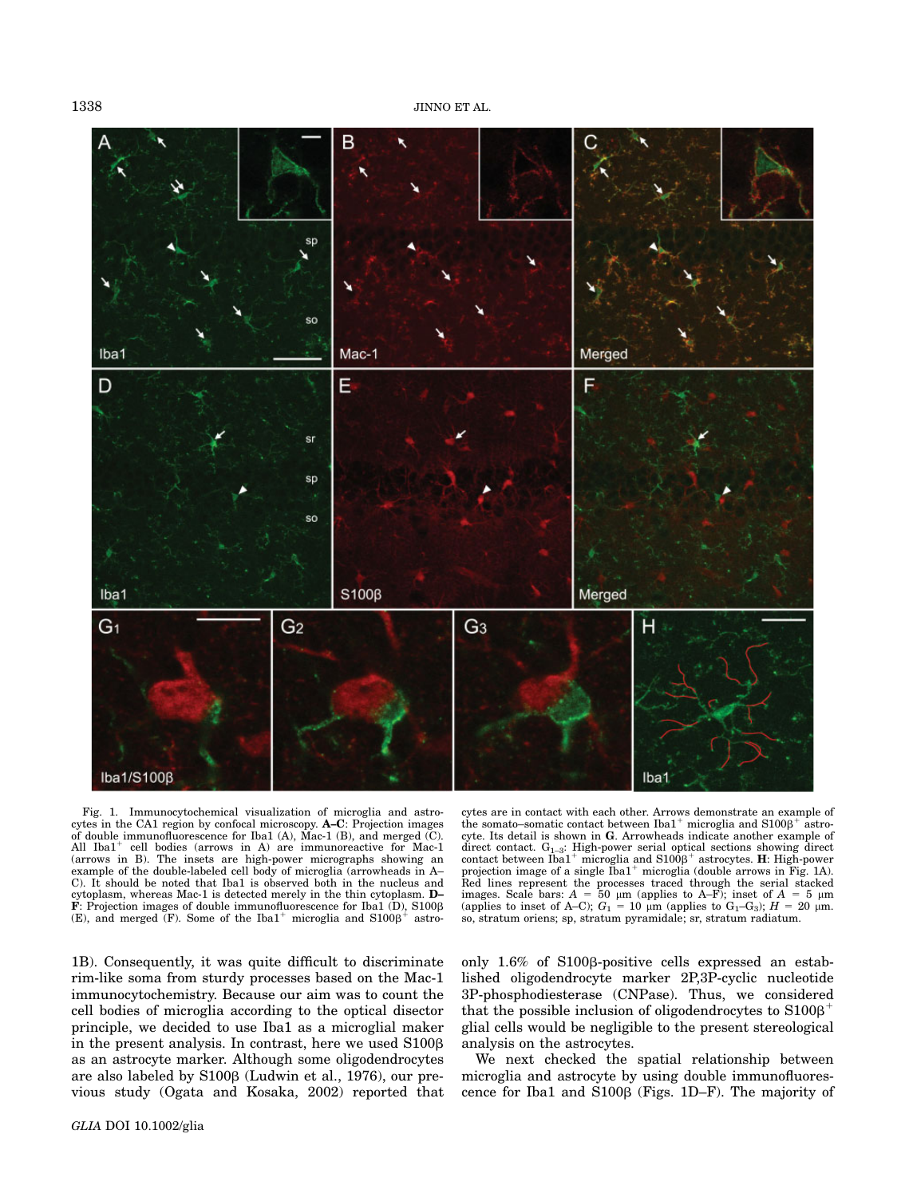Fig. 1. Immunocytochemical visualization of microglia and astrocytes in the CA1 region by confocal microscopy. **A–C**: Projection images of double immunofluorescence for Iba1 (A), Mac-1 (B), and merged (C). All Iba1$^+$ cell bodies (arrows in A) are immunoreactive for Mac-1 (arrows in B). The insets are high-power micrographs showing an example of the double-labeled cell body of microglia (arrowheads in A–C). It should be noted that Iba1 is observed both in the nucleus and cytoplasm, whereas Mac-1 is detected merely in the thin cytoplasm. **D–F**: Projection images of double immunofluorescence for Iba1 (D), S100β (E), and merged (F). Some of the Iba1$^+$ microglia and S100β$^+$ astrocytes are in contact with each other. Arrows demonstrate an example of the somato–somatic contact between Iba1$^+$ microglia and S100β$^+$ astrocyte. Its detail is shown in **G**. Arrowheads indicate another example of direct contact. $G_{1-3}$: High-power serial optical sections showing direct contact between Iba1$^+$ microglia and S100β$^+$ astrocytes. **H**: High-power projection image of a single Iba1$^+$ microglia (double arrows in Fig. 1A). Red lines represent the processes traced through the serial stacked images. Scale bars: $A$ = 50 μm (applies to A–F); inset of $A$ = 5 μm (applies to inset of A–C); $G_1$ = 10 μm (applies to $G_1$–$G_3$); $H$ = 20 μm. so, stratum oriens; sp, stratum pyramidale; sr, stratum radiatum.

1B). Consequently, it was quite difficult to discriminate rim-like soma from sturdy processes based on the Mac-1 immunocytochemistry. Because our aim was to count the cell bodies of microglia according to the optical disector principle, we decided to use Iba1 as a microglial maker in the present analysis. In contrast, here we used S100β as an astrocyte marker. Although some oligodendrocytes are also labeled by S100β (Ludwin et al., 1976), our previous study (Ogata and Kosaka, 2002) reported that only 1.6% of S100β-positive cells expressed an established oligodendrocyte marker 2P,3P-cyclic nucleotide 3P-phosphodiesterase (CNPase). Thus, we considered that the possible inclusion of oligodendrocytes to S100β$^+$ glial cells would be negligible to the present stereological analysis on the astrocytes.

We next checked the spatial relationship between microglia and astrocyte by using double immunofluorescence for Iba1 and S100β (Figs. 1D–F). The majority of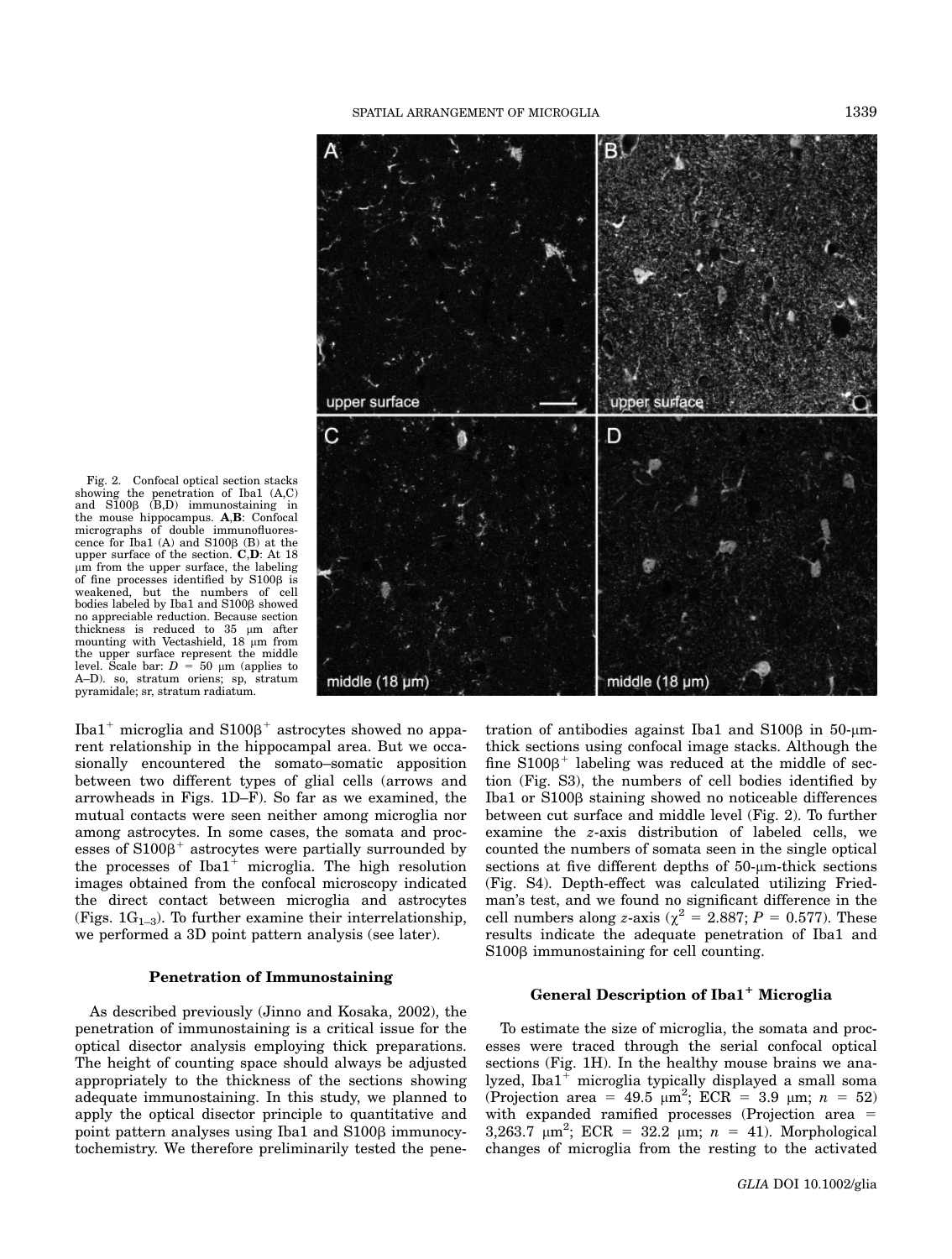Fig. 2. Confocal optical section stacks showing the penetration of Iba1 (A,C) and S100β (B,D) immunostaining in the mouse hippocampus. **A**,**B**: Confocal micrographs of double immunofluorescence for Iba1 (A) and S100β (B) at the upper surface of the section. **C**,**D**: At 18 μm from the upper surface, the labeling of fine processes identified by S100β is weakened, but the numbers of cell bodies labeled by Iba1 and S100β showed no appreciable reduction. Because section thickness is reduced to 35 μm after mounting with Vectashield, 18 μm from the upper surface represent the middle level. Scale bar: $D$ = 50 μm (applies to A–D). so, stratum oriens; sp, stratum pyramidale; sr, stratum radiatum.

$Iba1^+$ microglia and $S100\beta^+$ astrocytes showed no apparent relationship in the hippocampal area. But we occasionally encountered the somato–somatic apposition between two different types of glial cells (arrows and arrowheads in Figs. 1D–F). So far as we examined, the mutual contacts were seen neither among microglia nor among astrocytes. In some cases, the somata and processes of $S100\beta^+$ astrocytes were partially surrounded by the processes of $Iba1^+$ microglia. The high resolution images obtained from the confocal microscopy indicated the direct contact between microglia and astrocytes (Figs. $1G_{1-3}$). To further examine their interrelationship, we performed a 3D point pattern analysis (see later).

### Penetration of Immunostaining

As described previously (Jinno and Kosaka, 2002), the penetration of immunostaining is a critical issue for the optical disector analysis employing thick preparations. The height of counting space should always be adjusted appropriately to the thickness of the sections showing adequate immunostaining. In this study, we planned to apply the optical disector principle to quantitative and point pattern analyses using Iba1 and S100β immunocytochemistry. We therefore preliminarily tested the penetration of antibodies against Iba1 and S100β in 50-μm-thick sections using confocal image stacks. Although the fine $S100\beta^+$ labeling was reduced at the middle of section (Fig. S3), the numbers of cell bodies identified by Iba1 or S100β staining showed no noticeable differences between cut surface and middle level (Fig. 2). To further examine the $z$-axis distribution of labeled cells, we counted the numbers of somata seen in the single optical sections at five different depths of 50-μm-thick sections (Fig. S4). Depth-effect was calculated utilizing Friedman's test, and we found no significant difference in the cell numbers along $z$-axis ($\chi^2$ = 2.887; $P$ = 0.577). These results indicate the adequate penetration of Iba1 and S100β immunostaining for cell counting.

### General Description of $Iba1^+$ Microglia

To estimate the size of microglia, the somata and processes were traced through the serial confocal optical sections (Fig. 1H). In the healthy mouse brains we analyzed, $Iba1^+$ microglia typically displayed a small soma (Projection area = 49.5 μm$^2$; ECR = 3.9 μm; $n$ = 52) with expanded ramified processes (Projection area = 3,263.7 μm$^2$; ECR = 32.2 μm; $n$ = 41). Morphological changes of microglia from the resting to the activated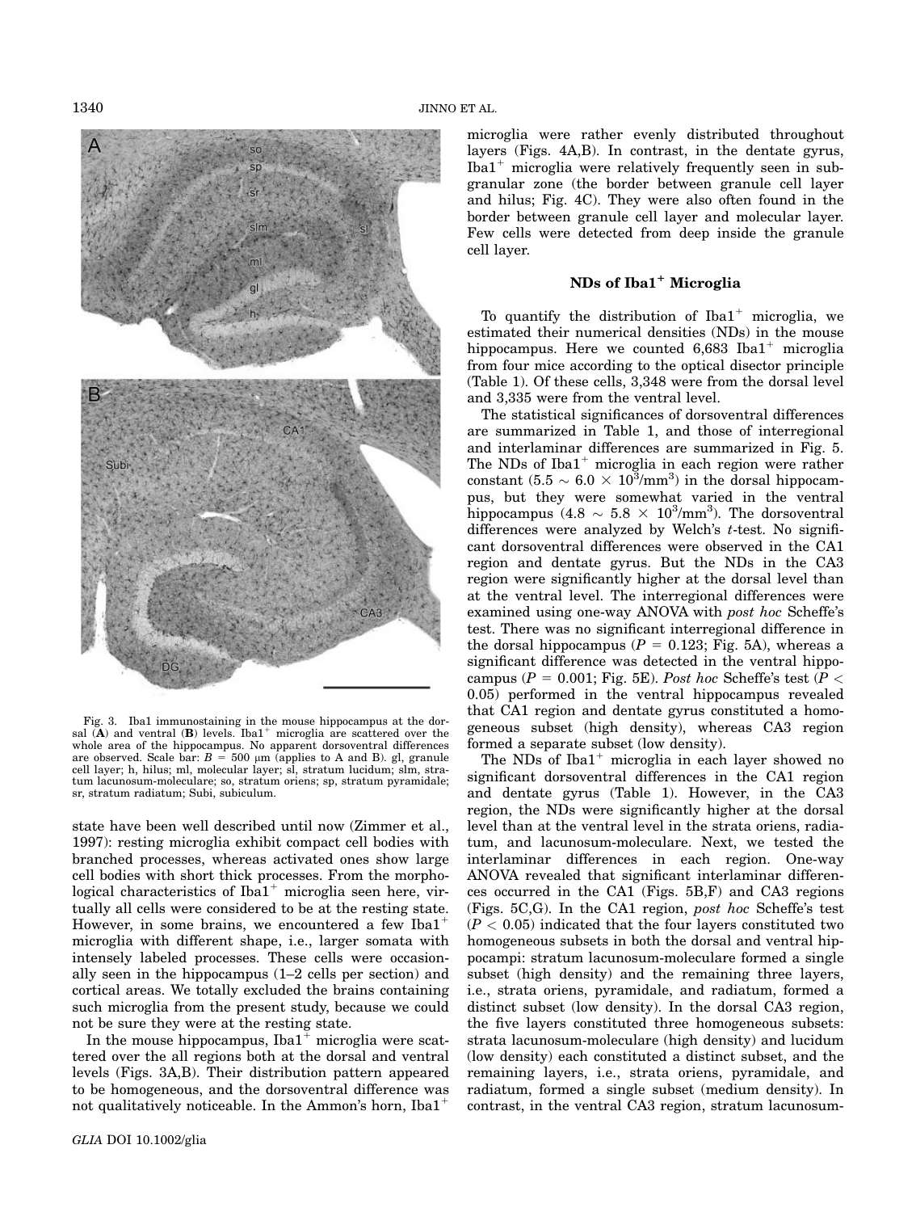Fig. 3. Iba1 immunostaining in the mouse hippocampus at the dorsal (**A**) and ventral (**B**) levels. Iba1$^+$ microglia are scattered over the whole area of the hippocampus. No apparent dorsoventral differences are observed. Scale bar: B = 500 μm (applies to A and B). gl, granule cell layer; h, hilus; ml, molecular layer; sl, stratum lucidum; slm, stratum lacunosum-moleculare; so, stratum oriens; sp, stratum pyramidale; sr, stratum radiatum; Subi, subiculum.

state have been well described until now (Zimmer et al., 1997): resting microglia exhibit compact cell bodies with branched processes, whereas activated ones show large cell bodies with short thick processes. From the morphological characteristics of Iba1$^+$ microglia seen here, virtually all cells were considered to be at the resting state. However, in some brains, we encountered a few Iba1$^+$ microglia with different shape, i.e., larger somata with intensely labeled processes. These cells were occasionally seen in the hippocampus (1–2 cells per section) and cortical areas. We totally excluded the brains containing such microglia from the present study, because we could not be sure they were at the resting state.

In the mouse hippocampus, Iba1$^+$ microglia were scattered over the all regions both at the dorsal and ventral levels (Figs. 3A,B). Their distribution pattern appeared to be homogeneous, and the dorsoventral difference was not qualitatively noticeable. In the Ammon's horn, Iba1$^+$ microglia were rather evenly distributed throughout layers (Figs. 4A,B). In contrast, in the dentate gyrus, Iba1$^+$ microglia were relatively frequently seen in subgranular zone (the border between granule cell layer and hilus; Fig. 4C). They were also often found in the border between granule cell layer and molecular layer. Few cells were detected from deep inside the granule cell layer.

### NDs of Iba1$^+$ Microglia

To quantify the distribution of Iba1$^+$ microglia, we estimated their numerical densities (NDs) in the mouse hippocampus. Here we counted 6,683 Iba1$^+$ microglia from four mice according to the optical disector principle (Table 1). Of these cells, 3,348 were from the dorsal level and 3,335 were from the ventral level.

The statistical significances of dorsoventral differences are summarized in Table 1, and those of interregional and interlaminar differences are summarized in Fig. 5. The NDs of Iba1$^+$ microglia in each region were rather constant ($5.5 \sim 6.0 \times 10^3$/mm$^3$) in the dorsal hippocampus, but they were somewhat varied in the ventral hippocampus ($4.8 \sim 5.8 \times 10^3$/mm$^3$). The dorsoventral differences were analyzed by Welch's *t*-test. No significant dorsoventral differences were observed in the CA1 region and dentate gyrus. But the NDs in the CA3 region were significantly higher at the dorsal level than at the ventral level. The interregional differences were examined using one-way ANOVA with *post hoc* Scheffe's test. There was no significant interregional difference in the dorsal hippocampus ($P = 0.123$; Fig. 5A), whereas a significant difference was detected in the ventral hippocampus ($P = 0.001$; Fig. 5E). *Post hoc* Scheffe's test ($P < 0.05$) performed in the ventral hippocampus revealed that CA1 region and dentate gyrus constituted a homogeneous subset (high density), whereas CA3 region formed a separate subset (low density).

The NDs of Iba1$^+$ microglia in each layer showed no significant dorsoventral differences in the CA1 region and dentate gyrus (Table 1). However, in the CA3 region, the NDs were significantly higher at the dorsal level than at the ventral level in the strata oriens, radiatum, and lacunosum-moleculare. Next, we tested the interlaminar differences in each region. One-way ANOVA revealed that significant interlaminar differences occurred in the CA1 (Figs. 5B,F) and CA3 regions (Figs. 5C,G). In the CA1 region, *post hoc* Scheffe's test ($P < 0.05$) indicated that the four layers constituted two homogeneous subsets in both the dorsal and ventral hippocampi: stratum lacunosum-moleculare formed a single subset (high density) and the remaining three layers, i.e., strata oriens, pyramidale, and radiatum, formed a distinct subset (low density). In the dorsal CA3 region, the five layers constituted three homogeneous subsets: strata lacunosum-moleculare (high density) and lucidum (low density) each constituted a distinct subset, and the remaining layers, i.e., strata oriens, pyramidale, and radiatum, formed a single subset (medium density). In contrast, in the ventral CA3 region, stratum lacunosum-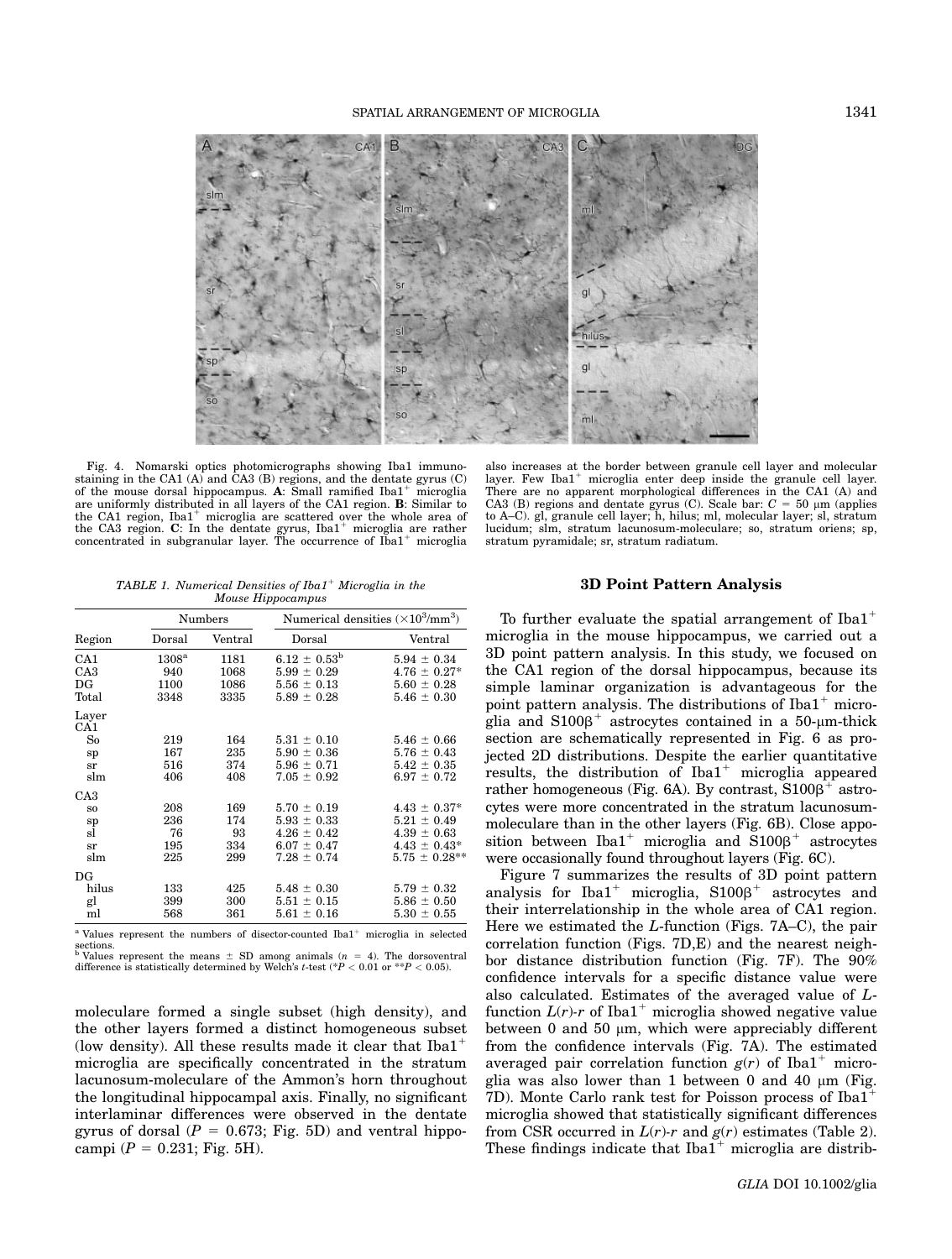Fig. 4. Nomarski optics photomicrographs showing Iba1 immunostaining in the CA1 (A) and CA3 (B) regions, and the dentate gyrus (C) of the mouse dorsal hippocampus. **A**: Small ramified Iba1$^+$ microglia are uniformly distributed in all layers of the CA1 region. **B**: Similar to the CA1 region, Iba1$^+$ microglia are scattered over the whole area of the CA3 region. **C**: In the dentate gyrus, Iba1$^+$ microglia are rather concentrated in subgranular layer. The occurrence of Iba1$^+$ microglia also increases at the border between granule cell layer and molecular layer. Few Iba1$^+$ microglia enter deep inside the granule cell layer. There are no apparent morphological differences in the CA1 (A) and CA3 (B) regions and dentate gyrus (C). Scale bar: $C$ = 50 μm (applies to A–C). gl, granule cell layer; h, hilus; ml, molecular layer; sl, stratum lucidum; slm, stratum lacunosum-moleculare; so, stratum oriens; sp, stratum pyramidale; sr, stratum radiatum.

*TABLE 1. Numerical Densities of Iba1$^+$ Microglia in the Mouse Hippocampus*

| Region | Numbers | | Numerical densities ($\times 10^3$/mm$^3$) | |
|---|---|---|---|---|
| | Dorsal | Ventral | Dorsal | Ventral |
| CA1 | 1308[a] | 1181 | 6.12 ± 0.53[b] | 5.94 ± 0.34 |
| CA3 | 940 | 1068 | 5.99 ± 0.29 | 4.76 ± 0.27* |
| DG | 1100 | 1086 | 5.56 ± 0.13 | 5.60 ± 0.28 |
| Total | 3348 | 3335 | 5.89 ± 0.28 | 5.46 ± 0.30 |
| Layer | | | | |
| CA1 | | | | |
| So | 219 | 164 | 5.31 ± 0.10 | 5.46 ± 0.66 |
| sp | 167 | 235 | 5.90 ± 0.36 | 5.76 ± 0.43 |
| sr | 516 | 374 | 5.96 ± 0.71 | 5.42 ± 0.35 |
| slm | 406 | 408 | 7.05 ± 0.92 | 6.97 ± 0.72 |
| CA3 | | | | |
| so | 208 | 169 | 5.70 ± 0.19 | 4.43 ± 0.37* |
| sp | 236 | 174 | 5.93 ± 0.33 | 5.21 ± 0.49 |
| sl | 76 | 93 | 4.26 ± 0.42 | 4.39 ± 0.63 |
| sr | 195 | 334 | 6.07 ± 0.47 | 4.43 ± 0.43* |
| slm | 225 | 299 | 7.28 ± 0.74 | 5.75 ± 0.28** |
| DG | | | | |
| hilus | 133 | 425 | 5.48 ± 0.30 | 5.79 ± 0.32 |
| gl | 399 | 300 | 5.51 ± 0.15 | 5.86 ± 0.50 |
| ml | 568 | 361 | 5.61 ± 0.16 | 5.30 ± 0.55 |

[a] Values represent the numbers of disector-counted Iba1$^+$ microglia in selected sections.
[b] Values represent the means ± SD among animals ($n$ = 4). The dorsoventral difference is statistically determined by Welch's $t$-test (*$P < 0.01$ or **$P < 0.05$).

moleculare formed a single subset (high density), and the other layers formed a distinct homogeneous subset (low density). All these results made it clear that Iba1$^+$ microglia are specifically concentrated in the stratum lacunosum-moleculare of the Ammon's horn throughout the longitudinal hippocampal axis. Finally, no significant interlaminar differences were observed in the dentate gyrus of dorsal ($P$ = 0.673; Fig. 5D) and ventral hippocampi ($P$ = 0.231; Fig. 5H).

### 3D Point Pattern Analysis

To further evaluate the spatial arrangement of Iba1$^+$ microglia in the mouse hippocampus, we carried out a 3D point pattern analysis. In this study, we focused on the CA1 region of the dorsal hippocampus, because its simple laminar organization is advantageous for the point pattern analysis. The distributions of Iba1$^+$ microglia and S100β$^+$ astrocytes contained in a 50-μm-thick section are schematically represented in Fig. 6 as projected 2D distributions. Despite the earlier quantitative results, the distribution of Iba1$^+$ microglia appeared rather homogeneous (Fig. 6A). By contrast, S100β$^+$ astrocytes were more concentrated in the stratum lacunosum-moleculare than in the other layers (Fig. 6B). Close apposition between Iba1$^+$ microglia and S100β$^+$ astrocytes were occasionally found throughout layers (Fig. 6C).

Figure 7 summarizes the results of 3D point pattern analysis for Iba1$^+$ microglia, S100β$^+$ astrocytes and their interrelationship in the whole area of CA1 region. Here we estimated the $L$-function (Figs. 7A–C), the pair correlation function (Figs. 7D,E) and the nearest neighbor distance distribution function (Fig. 7F). The 90% confidence intervals for a specific distance value were also calculated. Estimates of the averaged value of $L$-function $L(r)$-$r$ of Iba1$^+$ microglia showed negative value between 0 and 50 μm, which were appreciably different from the confidence intervals (Fig. 7A). The estimated averaged pair correlation function $g(r)$ of Iba1$^+$ microglia was also lower than 1 between 0 and 40 μm (Fig. 7D). Monte Carlo rank test for Poisson process of Iba1$^+$ microglia showed that statistically significant differences from CSR occurred in $L(r)$-$r$ and $g(r)$ estimates (Table 2). These findings indicate that Iba1$^+$ microglia are distrib-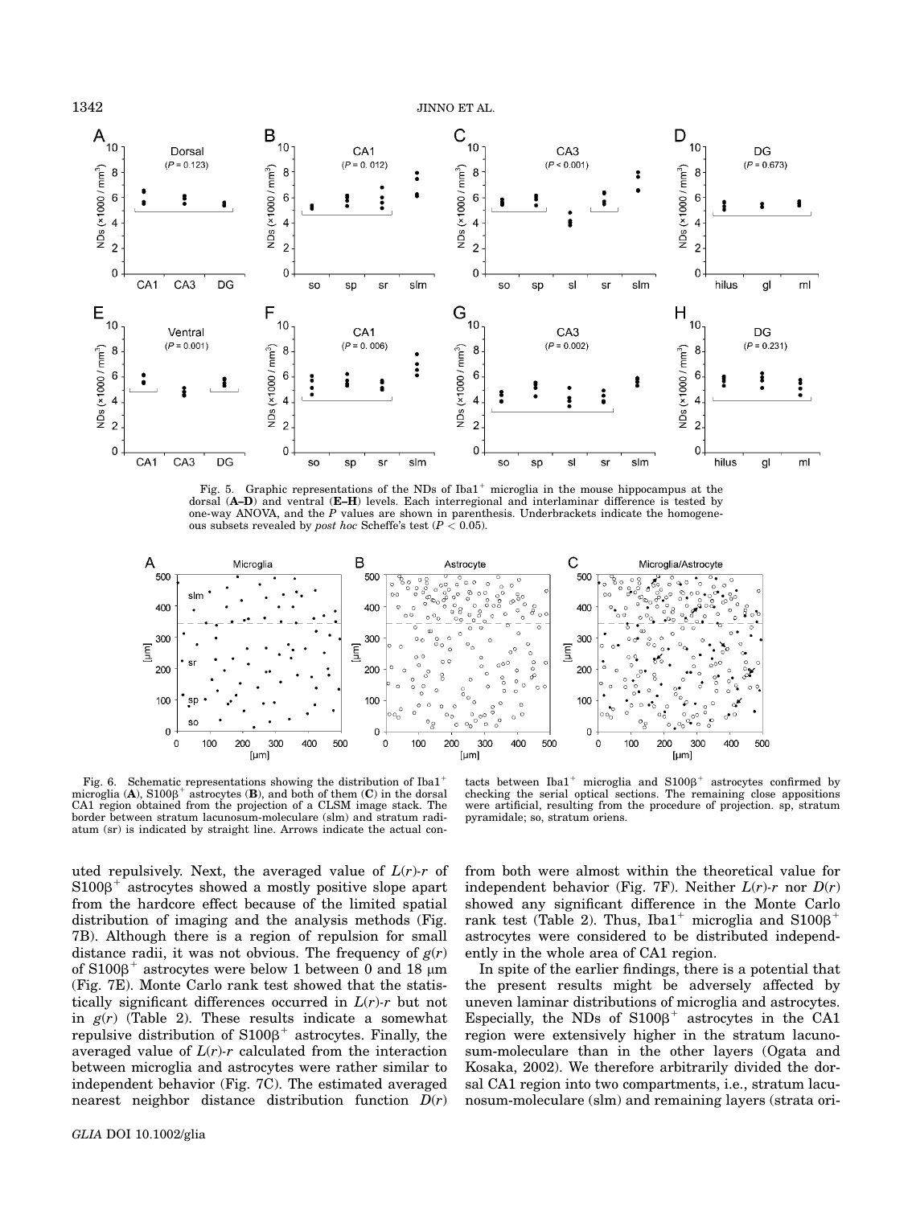Fig. 5. Graphic representations of the NDs of Iba1$^+$ microglia in the mouse hippocampus at the dorsal (**A–D**) and ventral (**E–H**) levels. Each interregional and interlaminar difference is tested by one-way ANOVA, and the $P$ values are shown in parenthesis. Underbrackets indicate the homogeneous subsets revealed by *post hoc* Scheffe's test ($P < 0.05$).

Fig. 6. Schematic representations showing the distribution of Iba1$^+$ microglia (**A**), S100β$^+$ astrocytes (**B**), and both of them (**C**) in the dorsal CA1 region obtained from the projection of a CLSM image stack. The border between stratum lacunosum-moleculare (slm) and stratum radiatum (sr) is indicated by straight line. Arrows indicate the actual contacts between Iba1$^+$ microglia and S100β$^+$ astrocytes confirmed by checking the serial optical sections. The remaining close appositions were artificial, resulting from the procedure of projection. sp, stratum pyramidale; so, stratum oriens.

uted repulsively. Next, the averaged value of $L(r)$-$r$ of S100β$^+$ astrocytes showed a mostly positive slope apart from the hardcore effect because of the limited spatial distribution of imaging and the analysis methods (Fig. 7B). Although there is a region of repulsion for small distance radii, it was not obvious. The frequency of $g(r)$ of S100β$^+$ astrocytes were below 1 between 0 and 18 μm (Fig. 7E). Monte Carlo rank test showed that the statistically significant differences occurred in $L(r)$-$r$ but not in $g(r)$ (Table 2). These results indicate a somewhat repulsive distribution of S100β$^+$ astrocytes. Finally, the averaged value of $L(r)$-$r$ calculated from the interaction between microglia and astrocytes were rather similar to independent behavior (Fig. 7C). The estimated averaged nearest neighbor distance distribution function $D(r)$ from both were almost within the theoretical value for independent behavior (Fig. 7F). Neither $L(r)$-$r$ nor $D(r)$ showed any significant difference in the Monte Carlo rank test (Table 2). Thus, Iba1$^+$ microglia and S100β$^+$ astrocytes were considered to be distributed independently in the whole area of CA1 region.

In spite of the earlier findings, there is a potential that the present results might be adversely affected by uneven laminar distributions of microglia and astrocytes. Especially, the NDs of S100β$^+$ astrocytes in the CA1 region were extensively higher in the stratum lacunosum-moleculare than in the other layers (Ogata and Kosaka, 2002). We therefore arbitrarily divided the dorsal CA1 region into two compartments, i.e., stratum lacunosum-moleculare (slm) and remaining layers (strata ori-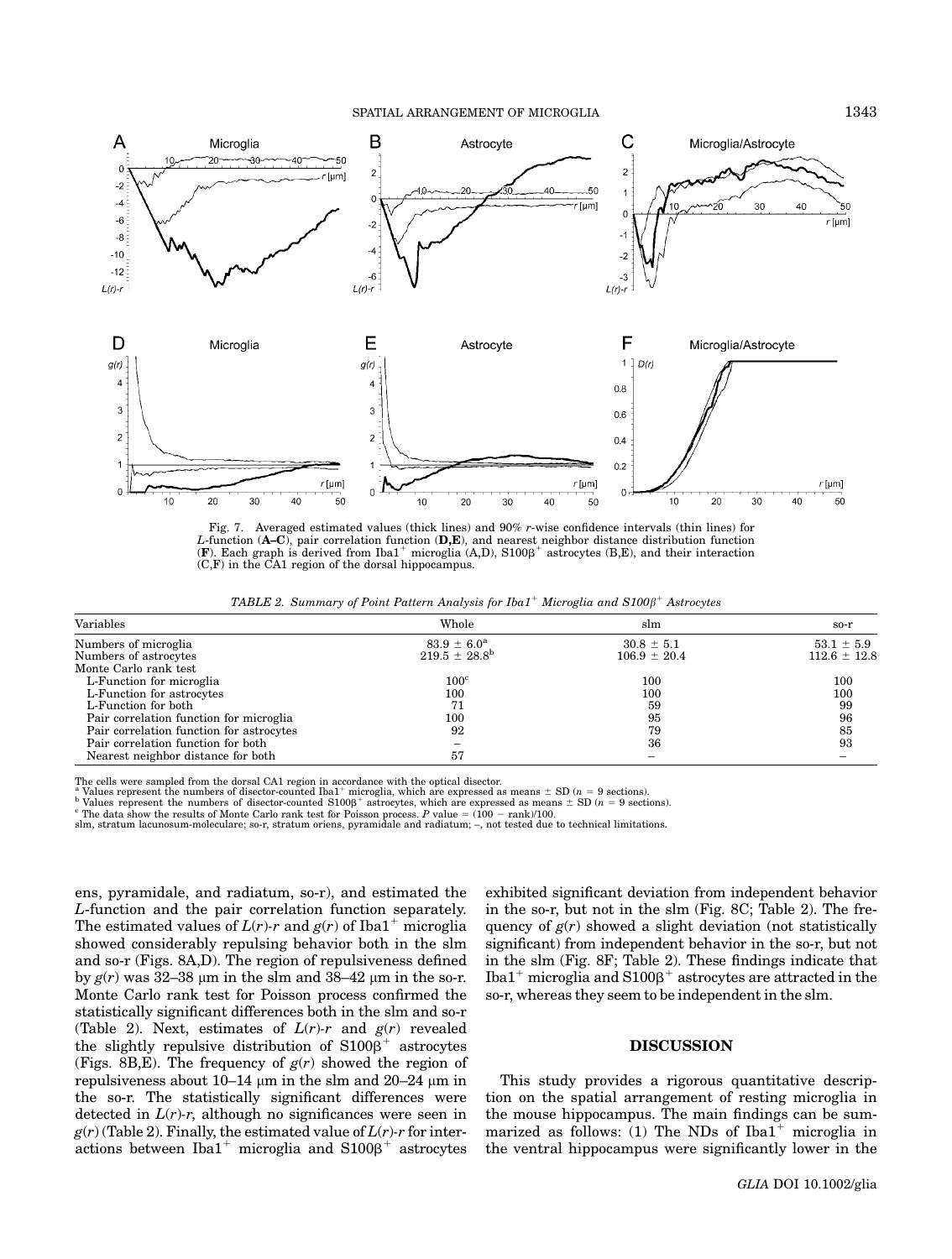Fig. 7. Averaged estimated values (thick lines) and 90% $r$-wise confidence intervals (thin lines) for $L$-function (**A–C**), pair correlation function (**D,E**), and nearest neighbor distance distribution function (**F**). Each graph is derived from Iba1$^{+}$ microglia (A,D), S100β$^{+}$ astrocytes (B,E), and their interaction (C,F) in the CA1 region of the dorsal hippocampus.

*TABLE 2. Summary of Point Pattern Analysis for Iba1$^{+}$ Microglia and S100β$^{+}$ Astrocytes*

| Variables | Whole | slm | so-r |
|---|---|---|---|
| Numbers of microglia | 83.9 ± 6.0[a] | 30.8 ± 5.1 | 53.1 ± 5.9 |
| Numbers of astrocytes | 219.5 ± 28.8[b] | 106.9 ± 20.4 | 112.6 ± 12.8 |
| Monte Carlo rank test | | | |
| L-Function for microglia | 100[c] | 100 | 100 |
| L-Function for astrocytes | 100 | 100 | 100 |
| L-Function for both | 71 | 59 | 99 |
| Pair correlation function for microglia | 100 | 95 | 96 |
| Pair correlation function for astrocytes | 92 | 79 | 85 |
| Pair correlation function for both | – | 36 | 93 |
| Nearest neighbor distance for both | 57 | – | – |

The cells were sampled from the dorsal CA1 region in accordance with the optical disector.
[a] Values represent the numbers of disector-counted Iba1$^{+}$ microglia, which are expressed as means ± SD ($n$ = 9 sections).
[b] Values represent the numbers of disector-counted S100β$^{+}$ astrocytes, which are expressed as means ± SD ($n$ = 9 sections).
[c] The data show the results of Monte Carlo rank test for Poisson process. $P$ value = (100 − rank)/100.
slm, stratum lacunosum-moleculare; so-r, stratum oriens, pyramidale and radiatum; –, not tested due to technical limitations.

ens, pyramidale, and radiatum, so-r), and estimated the $L$-function and the pair correlation function separately. The estimated values of $L(r)$-$r$ and $g(r)$ of Iba1$^{+}$ microglia showed considerably repulsing behavior both in the slm and so-r (Figs. 8A,D). The region of repulsiveness defined by $g(r)$ was 32–38 μm in the slm and 38–42 μm in the so-r. Monte Carlo rank test for Poisson process confirmed the statistically significant differences both in the slm and so-r (Table 2). Next, estimates of $L(r)$-$r$ and $g(r)$ revealed the slightly repulsive distribution of S100β$^{+}$ astrocytes (Figs. 8B,E). The frequency of $g(r)$ showed the region of repulsiveness about 10–14 μm in the slm and 20–24 μm in the so-r. The statistically significant differences were detected in $L(r)$-$r$, although no significances were seen in $g(r)$ (Table 2). Finally, the estimated value of $L(r)$-$r$ for interactions between Iba1$^{+}$ microglia and S100β$^{+}$ astrocytes exhibited significant deviation from independent behavior in the so-r, but not in the slm (Fig. 8C; Table 2). The frequency of $g(r)$ showed a slight deviation (not statistically significant) from independent behavior in the so-r, but not in the slm (Fig. 8F; Table 2). These findings indicate that Iba1$^{+}$ microglia and S100β$^{+}$ astrocytes are attracted in the so-r, whereas they seem to be independent in the slm.

## DISCUSSION

This study provides a rigorous quantitative description on the spatial arrangement of resting microglia in the mouse hippocampus. The main findings can be summarized as follows: (1) The NDs of Iba1$^{+}$ microglia in the ventral hippocampus were significantly lower in the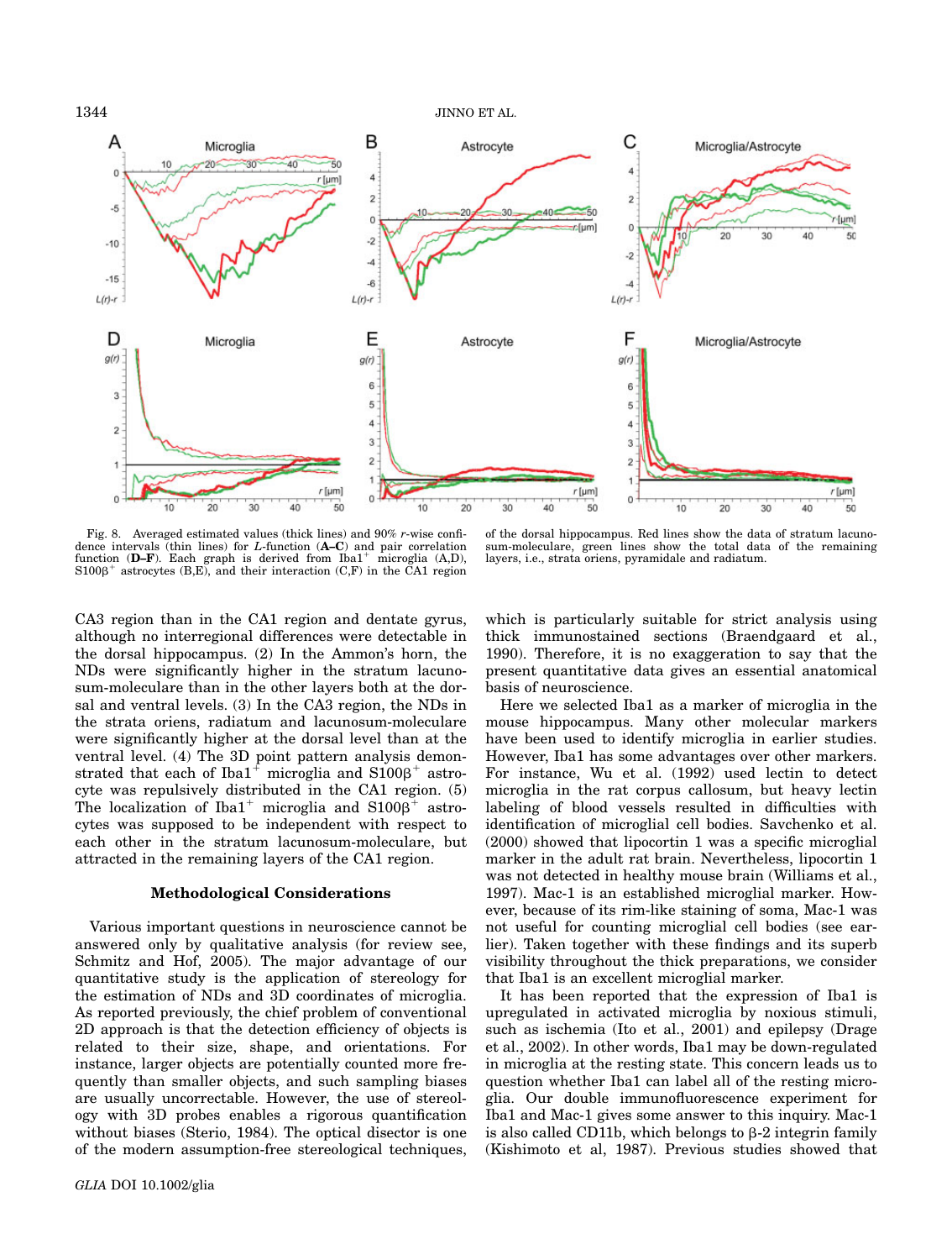Fig. 8. Averaged estimated values (thick lines) and 90% $r$-wise confidence intervals (thin lines) for $L$-function (**A–C**) and pair correlation function (**D–F**). Each graph is derived from Iba1$^+$ microglia (A,D), S100β$^+$ astrocytes (B,E), and their interaction (C,F) in the CA1 region of the dorsal hippocampus. Red lines show the data of stratum lacunosum-moleculare, green lines show the total data of the remaining layers, i.e., strata oriens, pyramidale and radiatum.

CA3 region than in the CA1 region and dentate gyrus, although no interregional differences were detectable in the dorsal hippocampus. (2) In the Ammon's horn, the NDs were significantly higher in the stratum lacunosum-moleculare than in the other layers both at the dorsal and ventral levels. (3) In the CA3 region, the NDs in the strata oriens, radiatum and lacunosum-moleculare were significantly higher at the dorsal level than at the ventral level. (4) The 3D point pattern analysis demonstrated that each of Iba1$^+$ microglia and S100β$^+$ astrocyte was repulsively distributed in the CA1 region. (5) The localization of Iba1$^+$ microglia and S100β$^+$ astrocytes was supposed to be independent with respect to each other in the stratum lacunosum-moleculare, but attracted in the remaining layers of the CA1 region.

### Methodological Considerations

Various important questions in neuroscience cannot be answered only by qualitative analysis (for review see, Schmitz and Hof, 2005). The major advantage of our quantitative study is the application of stereology for the estimation of NDs and 3D coordinates of microglia. As reported previously, the chief problem of conventional 2D approach is that the detection efficiency of objects is related to their size, shape, and orientations. For instance, larger objects are potentially counted more frequently than smaller objects, and such sampling biases are usually uncorrectable. However, the use of stereology with 3D probes enables a rigorous quantification without biases (Sterio, 1984). The optical disector is one of the modern assumption-free stereological techniques, which is particularly suitable for strict analysis using thick immunostained sections (Braendgaard et al., 1990). Therefore, it is no exaggeration to say that the present quantitative data gives an essential anatomical basis of neuroscience.

Here we selected Iba1 as a marker of microglia in the mouse hippocampus. Many other molecular markers have been used to identify microglia in earlier studies. However, Iba1 has some advantages over other markers. For instance, Wu et al. (1992) used lectin to detect microglia in the rat corpus callosum, but heavy lectin labeling of blood vessels resulted in difficulties with identification of microglial cell bodies. Savchenko et al. (2000) showed that lipocortin 1 was a specific microglial marker in the adult rat brain. Nevertheless, lipocortin 1 was not detected in healthy mouse brain (Williams et al., 1997). Mac-1 is an established microglial marker. However, because of its rim-like staining of soma, Mac-1 was not useful for counting microglial cell bodies (see earlier). Taken together with these findings and its superb visibility throughout the thick preparations, we consider that Iba1 is an excellent microglial marker.

It has been reported that the expression of Iba1 is upregulated in activated microglia by noxious stimuli, such as ischemia (Ito et al., 2001) and epilepsy (Drage et al., 2002). In other words, Iba1 may be down-regulated in microglia at the resting state. This concern leads us to question whether Iba1 can label all of the resting microglia. Our double immunofluorescence experiment for Iba1 and Mac-1 gives some answer to this inquiry. Mac-1 is also called CD11b, which belongs to β-2 integrin family (Kishimoto et al, 1987). Previous studies showed that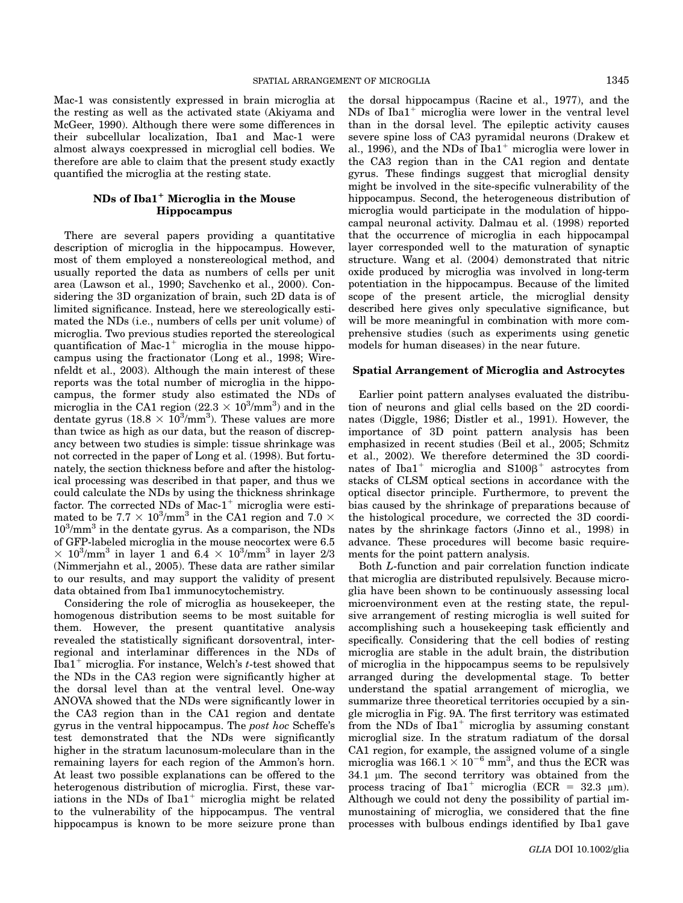Mac-1 was consistently expressed in brain microglia at the resting as well as the activated state (Akiyama and McGeer, 1990). Although there were some differences in their subcellular localization, Iba1 and Mac-1 were almost always coexpressed in microglial cell bodies. We therefore are able to claim that the present study exactly quantified the microglia at the resting state.

### NDs of Iba1$^+$ Microglia in the Mouse Hippocampus

There are several papers providing a quantitative description of microglia in the hippocampus. However, most of them employed a nonstereological method, and usually reported the data as numbers of cells per unit area (Lawson et al., 1990; Savchenko et al., 2000). Considering the 3D organization of brain, such 2D data is of limited significance. Instead, here we stereologically estimated the NDs (i.e., numbers of cells per unit volume) of microglia. Two previous studies reported the stereological quantification of Mac-1$^+$ microglia in the mouse hippocampus using the fractionator (Long et al., 1998; Wirenfeldt et al., 2003). Although the main interest of these reports was the total number of microglia in the hippocampus, the former study also estimated the NDs of microglia in the CA1 region ($22.3 \times 10^3$/mm$^3$) and in the dentate gyrus ($18.8 \times 10^3$/mm$^3$). These values are more than twice as high as our data, but the reason of discrepancy between two studies is simple: tissue shrinkage was not corrected in the paper of Long et al. (1998). But fortunately, the section thickness before and after the histological processing was described in that paper, and thus we could calculate the NDs by using the thickness shrinkage factor. The corrected NDs of Mac-1$^+$ microglia were estimated to be $7.7 \times 10^3$/mm$^3$ in the CA1 region and $7.0 \times 10^3$/mm$^3$ in the dentate gyrus. As a comparison, the NDs of GFP-labeled microglia in the mouse neocortex were $6.5 \times 10^3$/mm$^3$ in layer 1 and $6.4 \times 10^3$/mm$^3$ in layer 2/3 (Nimmerjahn et al., 2005). These data are rather similar to our results, and may support the validity of present data obtained from Iba1 immunocytochemistry.

Considering the role of microglia as housekeeper, the homogenous distribution seems to be most suitable for them. However, the present quantitative analysis revealed the statistically significant dorsoventral, interregional and interlaminar differences in the NDs of Iba1$^+$ microglia. For instance, Welch's *t*-test showed that the NDs in the CA3 region were significantly higher at the dorsal level than at the ventral level. One-way ANOVA showed that the NDs were significantly lower in the CA3 region than in the CA1 region and dentate gyrus in the ventral hippocampus. The *post hoc* Scheffe's test demonstrated that the NDs were significantly higher in the stratum lacunosum-moleculare than in the remaining layers for each region of the Ammon's horn. At least two possible explanations can be offered to the heterogenous distribution of microglia. First, these variations in the NDs of Iba1$^+$ microglia might be related to the vulnerability of the hippocampus. The ventral hippocampus is known to be more seizure prone than the dorsal hippocampus (Racine et al., 1977), and the NDs of Iba1$^+$ microglia were lower in the ventral level than in the dorsal level. The epileptic activity causes severe spine loss of CA3 pyramidal neurons (Drakew et al., 1996), and the NDs of Iba1$^+$ microglia were lower in the CA3 region than in the CA1 region and dentate gyrus. These findings suggest that microglial density might be involved in the site-specific vulnerability of the hippocampus. Second, the heterogeneous distribution of microglia would participate in the modulation of hippocampal neuronal activity. Dalmau et al. (1998) reported that the occurrence of microglia in each hippocampal layer corresponded well to the maturation of synaptic structure. Wang et al. (2004) demonstrated that nitric oxide produced by microglia was involved in long-term potentiation in the hippocampus. Because of the limited scope of the present article, the microglial density described here gives only speculative significance, but will be more meaningful in combination with more comprehensive studies (such as experiments using genetic models for human diseases) in the near future.

### Spatial Arrangement of Microglia and Astrocytes

Earlier point pattern analyses evaluated the distribution of neurons and glial cells based on the 2D coordinates (Diggle, 1986; Distler et al., 1991). However, the importance of 3D point pattern analysis has been emphasized in recent studies (Beil et al., 2005; Schmitz et al., 2002). We therefore determined the 3D coordinates of Iba1$^+$ microglia and S100$\beta^+$ astrocytes from stacks of CLSM optical sections in accordance with the optical disector principle. Furthermore, to prevent the bias caused by the shrinkage of preparations because of the histological procedure, we corrected the 3D coordinates by the shrinkage factors (Jinno et al., 1998) in advance. These procedures will become basic requirements for the point pattern analysis.

Both *L*-function and pair correlation function indicate that microglia are distributed repulsively. Because microglia have been shown to be continuously assessing local microenvironment even at the resting state, the repulsive arrangement of resting microglia is well suited for accomplishing such a housekeeping task efficiently and specifically. Considering that the cell bodies of resting microglia are stable in the adult brain, the distribution of microglia in the hippocampus seems to be repulsively arranged during the developmental stage. To better understand the spatial arrangement of microglia, we summarize three theoretical territories occupied by a single microglia in Fig. 9A. The first territory was estimated from the NDs of Iba1$^+$ microglia by assuming constant microglial size. In the stratum radiatum of the dorsal CA1 region, for example, the assigned volume of a single microglia was $166.1 \times 10^{-6}$ mm$^3$, and thus the ECR was 34.1 μm. The second territory was obtained from the process tracing of Iba1$^+$ microglia (ECR = 32.3 μm). Although we could not deny the possibility of partial immunostaining of microglia, we considered that the fine processes with bulbous endings identified by Iba1 gave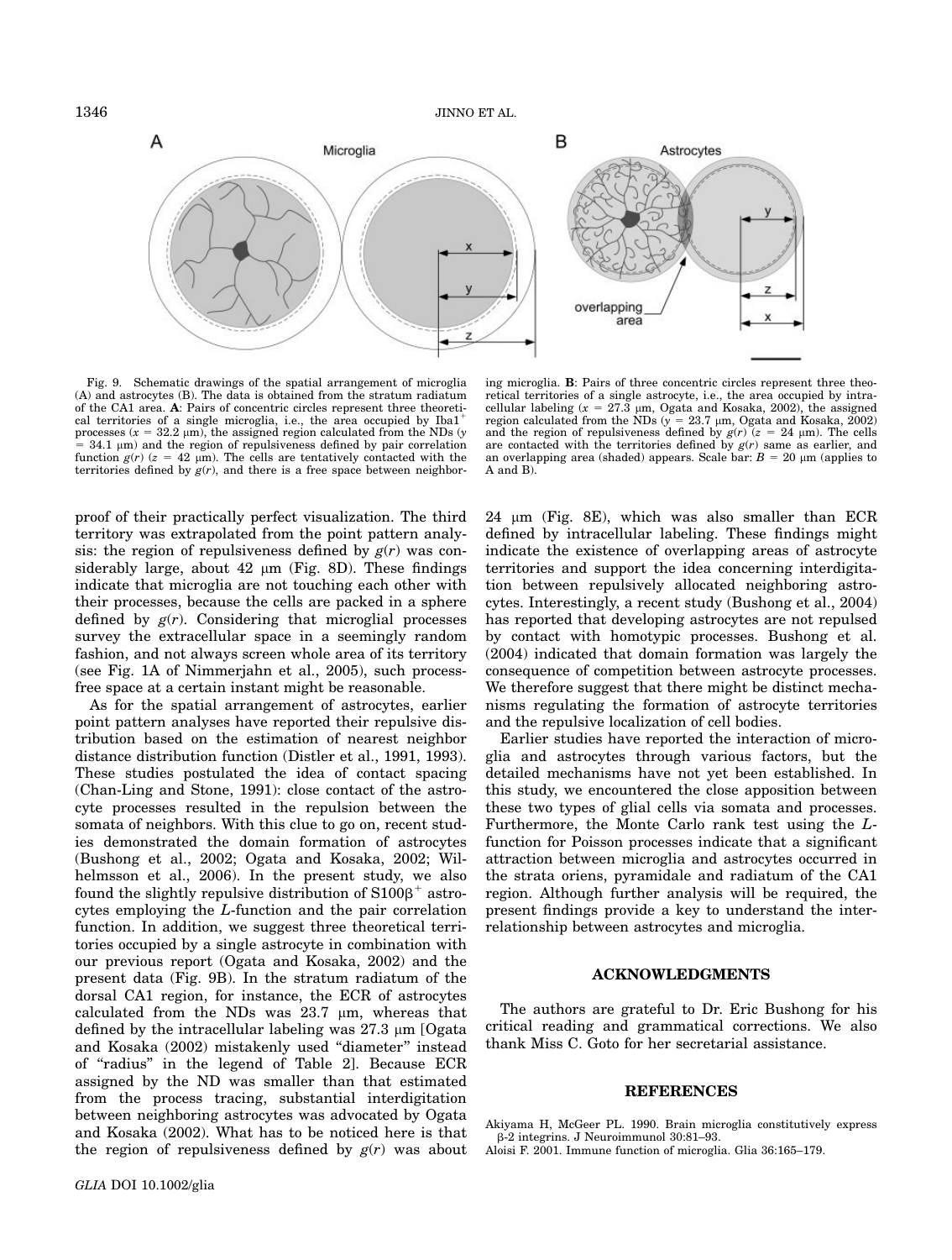Fig. 9. Schematic drawings of the spatial arrangement of microglia (A) and astrocytes (B). The data is obtained from the stratum radiatum of the CA1 area. **A**: Pairs of concentric circles represent three theoretical territories of a single microglia, i.e., the area occupied by Iba1$^+$ processes ($x$ = 32.2 μm), the assigned region calculated from the NDs ($y$ = 34.1 μm) and the region of repulsiveness defined by pair correlation function $g(r)$ ($z$ = 42 μm). The cells are tentatively contacted with the territories defined by $g(r)$, and there is a free space between neighboring microglia. **B**: Pairs of three concentric circles represent three theoretical territories of a single astrocyte, i.e., the area occupied by intracellular labeling ($x$ = 27.3 μm, Ogata and Kosaka, 2002), the assigned region calculated from the NDs ($y$ = 23.7 μm, Ogata and Kosaka, 2002) and the region of repulsiveness defined by $g(r)$ ($z$ = 24 μm). The cells are contacted with the territories defined by $g(r)$ same as earlier, and an overlapping area (shaded) appears. Scale bar: $B$ = 20 μm (applies to A and B).

proof of their practically perfect visualization. The third territory was extrapolated from the point pattern analysis: the region of repulsiveness defined by $g(r)$ was considerably large, about 42 μm (Fig. 8D). These findings indicate that microglia are not touching each other with their processes, because the cells are packed in a sphere defined by $g(r)$. Considering that microglial processes survey the extracellular space in a seemingly random fashion, and not always screen whole area of its territory (see Fig. 1A of Nimmerjahn et al., 2005), such process-free space at a certain instant might be reasonable.

As for the spatial arrangement of astrocytes, earlier point pattern analyses have reported their repulsive distribution based on the estimation of nearest neighbor distance distribution function (Distler et al., 1991, 1993). These studies postulated the idea of contact spacing (Chan-Ling and Stone, 1991): close contact of the astrocyte processes resulted in the repulsion between the somata of neighbors. With this clue to go on, recent studies demonstrated the domain formation of astrocytes (Bushong et al., 2002; Ogata and Kosaka, 2002; Wilhelmsson et al., 2006). In the present study, we also found the slightly repulsive distribution of S100β$^+$ astrocytes employing the $L$-function and the pair correlation function. In addition, we suggest three theoretical territories occupied by a single astrocyte in combination with our previous report (Ogata and Kosaka, 2002) and the present data (Fig. 9B). In the stratum radiatum of the dorsal CA1 region, for instance, the ECR of astrocytes calculated from the NDs was 23.7 μm, whereas that defined by the intracellular labeling was 27.3 μm [Ogata and Kosaka (2002) mistakenly used "diameter" instead of "radius" in the legend of Table 2]. Because ECR assigned by the ND was smaller than that estimated from the process tracing, substantial interdigitation between neighboring astrocytes was advocated by Ogata and Kosaka (2002). What has to be noticed here is that the region of repulsiveness defined by $g(r)$ was about 24 μm (Fig. 8E), which was also smaller than ECR defined by intracellular labeling. These findings might indicate the existence of overlapping areas of astrocyte territories and support the idea concerning interdigitation between repulsively allocated neighboring astrocytes. Interestingly, a recent study (Bushong et al., 2004) has reported that developing astrocytes are not repulsed by contact with homotypic processes. Bushong et al. (2004) indicated that domain formation was largely the consequence of competition between astrocyte processes. We therefore suggest that there might be distinct mechanisms regulating the formation of astrocyte territories and the repulsive localization of cell bodies.

Earlier studies have reported the interaction of microglia and astrocytes through various factors, but the detailed mechanisms have not yet been established. In this study, we encountered the close apposition between these two types of glial cells via somata and processes. Furthermore, the Monte Carlo rank test using the $L$-function for Poisson processes indicate that a significant attraction between microglia and astrocytes occurred in the strata oriens, pyramidale and radiatum of the CA1 region. Although further analysis will be required, the present findings provide a key to understand the interrelationship between astrocytes and microglia.

## ACKNOWLEDGMENTS

The authors are grateful to Dr. Eric Bushong for his critical reading and grammatical corrections. We also thank Miss C. Goto for her secretarial assistance.

## REFERENCES

Akiyama H, McGeer PL. 1990. Brain microglia constitutively express β-2 integrins. J Neuroimmunol 30:81–93.

Aloisi F. 2001. Immune function of microglia. Glia 36:165–179.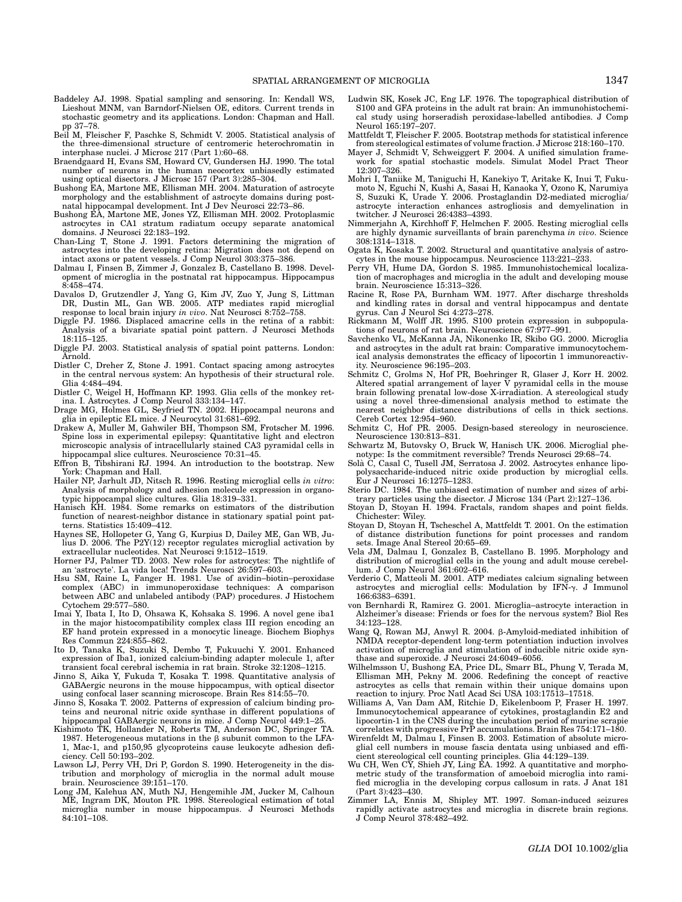Baddeley AJ. 1998. Spatial sampling and sensoring. In: Kendall WS, Lieshout MNM, van Barndorf-Nielsen OE, editors. Current trends in stochastic geometry and its applications. London: Chapman and Hall. pp 37–78.

Beil M, Fleischer F, Paschke S, Schmidt V. 2005. Statistical analysis of the three-dimensional structure of centromeric heterochromatin in interphase nuclei. J Microsc 217 (Part 1):60–68.

Braendgaard H, Evans SM, Howard CV, Gundersen HJ. 1990. The total number of neurons in the human neocortex unbiasedly estimated using optical disectors. J Microsc 157 (Part 3):285–304.

Bushong EA, Martone ME, Ellisman MH. 2004. Maturation of astrocyte morphology and the establishment of astrocyte domains during postnatal hippocampal development. Int J Dev Neurosci 22:73–86.

Bushong EA, Martone ME, Jones YZ, Ellisman MH. 2002. Protoplasmic astrocytes in CA1 stratum radiatum occupy separate anatomical domains. J Neurosci 22:183–192.

Chan-Ling T, Stone J. 1991. Factors determining the migration of astrocytes into the developing retina: Migration does not depend on intact axons or patent vessels. J Comp Neurol 303:375–386.

Dalmau I, Finsen B, Zimmer J, Gonzalez B, Castellano B. 1998. Development of microglia in the postnatal rat hippocampus. Hippocampus 8:458–474.

Davalos D, Grutzendler J, Yang G, Kim JV, Zuo Y, Jung S, Littman DR, Dustin ML, Gan WB. 2005. ATP mediates rapid microglial response to local brain injury *in vivo*. Nat Neurosci 8:752–758.

Diggle PJ. 1986. Displaced amacrine cells in the retina of a rabbit: Analysis of a bivariate spatial point pattern. J Neurosci Methods 18:115–125.

Diggle PJ. 2003. Statistical analysis of spatial point patterns. London: Arnold.

Distler C, Dreher Z, Stone J. 1991. Contact spacing among astrocytes in the central nervous system: An hypothesis of their structural role. Glia 4:484–494.

Distler C, Weigel H, Hoffmann KP. 1993. Glia cells of the monkey retina. I. Astrocytes. J Comp Neurol 333:134–147.

Drage MG, Holmes GL, Seyfried TN. 2002. Hippocampal neurons and glia in epileptic EL mice. J Neurocytol 31:681–692.

Drakew A, Muller M, Gahwiler BH, Thompson SM, Frotscher M. 1996. Spine loss in experimental epilepsy: Quantitative light and electron microscopic analysis of intracellularly stained CA3 pyramidal cells in hippocampal slice cultures. Neuroscience 70:31–45.

Effron B, Tibshirani RJ. 1994. An introduction to the bootstrap. New York: Chapman and Hall.

Hailer NP, Jarhult JD, Nitsch R. 1996. Resting microglial cells *in vitro*: Analysis of morphology and adhesion molecule expression in organotypic hippocampal slice cultures. Glia 18:319–331.

Hanisch KH. 1984. Some remarks on estimators of the distribution function of nearest-neighbor distance in stationary spatial point patterns. Statistics 15:409–412.

Haynes SE, Hollopeter G, Yang G, Kurpius D, Dailey ME, Gan WB, Julius D. 2006. The P2Y(12) receptor regulates microglial activation by extracellular nucleotides. Nat Neurosci 9:1512–1519.

Horner PJ, Palmer TD. 2003. New roles for astrocytes: The nightlife of an 'astrocyte'. La vida loca! Trends Neurosci 26:597–603.

Hsu SM, Raine L, Fanger H. 1981. Use of avidin–biotin–peroxidase complex (ABC) in immunoperoxidase techniques: A comparison between ABC and unlabeled antibody (PAP) procedures. J Histochem Cytochem 29:577–580.

Imai Y, Ibata I, Ito D, Ohsawa K, Kohsaka S. 1996. A novel gene iba1 in the major histocompatibility complex class III region encoding an EF hand protein expressed in a monocytic lineage. Biochem Biophys Res Commun 224:855–862.

Ito D, Tanaka K, Suzuki S, Dembo T, Fukuuchi Y. 2001. Enhanced expression of Iba1, ionized calcium-binding adapter molecule 1, after transient focal cerebral ischemia in rat brain. Stroke 32:1208–1215.

Jinno S, Aika Y, Fukuda T, Kosaka T. 1998. Quantitative analysis of GABAergic neurons in the mouse hippocampus, with optical disector using confocal laser scanning microscope. Brain Res 814:55–70.

Jinno S, Kosaka T. 2002. Patterns of expression of calcium binding proteins and neuronal nitric oxide synthase in different populations of hippocampal GABAergic neurons in mice. J Comp Neurol 449:1–25.

Kishimoto TK, Hollander N, Roberts TM, Anderson DC, Springer TA. 1987. Heterogeneous mutations in the β subunit common to the LFA-1, Mac-1, and p150,95 glycoproteins cause leukocyte adhesion deficiency. Cell 50:193–202.

Lawson LJ, Perry VH, Dri P, Gordon S. 1990. Heterogeneity in the distribution and morphology of microglia in the normal adult mouse brain. Neuroscience 39:151–170.

Long JM, Kalehua AN, Muth NJ, Hengemihle JM, Jucker M, Calhoun ME, Ingram DK, Mouton PR. 1998. Stereological estimation of total microglia number in mouse hippocampus. J Neurosci Methods 84:101–108.

Ludwin SK, Kosek JC, Eng LF. 1976. The topographical distribution of S100 and GFA proteins in the adult rat brain: An immunohistochemical study using horseradish peroxidase-labelled antibodies. J Comp Neurol 165:197–207.

Mattfeldt T, Fleischer F. 2005. Bootstrap methods for statistical inference from stereological estimates of volume fraction. J Microsc 218:160–170.

Mayer J, Schmidt V, Schweiggert F. 2004. A unified simulation framework for spatial stochastic models. Simulat Model Pract Theor 12:307–326.

Mohri I, Taniike M, Taniguchi H, Kanekiyo T, Aritake K, Inui T, Fukumoto N, Eguchi N, Kushi A, Sasai H, Kanaoka Y, Ozono K, Narumiya S, Suzuki K, Urade Y. 2006. Prostaglandin D2-mediated microglia/astrocyte interaction enhances astrogliosis and demyelination in twitcher. J Neurosci 26:4383–4393.

Nimmerjahn A, Kirchhoff F, Helmchen F. 2005. Resting microglial cells are highly dynamic surveillants of brain parenchyma *in vivo*. Science 308:1314–1318.

Ogata K, Kosaka T. 2002. Structural and quantitative analysis of astrocytes in the mouse hippocampus. Neuroscience 113:221–233.

Perry VH, Hume DA, Gordon S. 1985. Immunohistochemical localization of macrophages and microglia in the adult and developing mouse brain. Neuroscience 15:313–326.

Racine R, Rose PA, Burnham WM. 1977. After discharge thresholds and kindling rates in dorsal and ventral hippocampus and dentate gyrus. Can J Neurol Sci 4:273–278.

Rickmann M, Wolff JR. 1995. S100 protein expression in subpopulations of neurons of rat brain. Neuroscience 67:977–991.

Savchenko VL, McKanna JA, Nikonenko IR, Skibo GG. 2000. Microglia and astrocytes in the adult rat brain: Comparative immunocytochemical analysis demonstrates the efficacy of lipocortin 1 immunoreactivity. Neuroscience 96:195–203.

Schmitz C, Grolms N, Hof PR, Boehringer R, Glaser J, Korr H. 2002. Altered spatial arrangement of layer V pyramidal cells in the mouse brain following prenatal low-dose X-irradiation. A stereological study using a novel three-dimensional analysis method to estimate the nearest neighbor distance distributions of cells in thick sections. Cereb Cortex 12:954–960.

Schmitz C, Hof PR. 2005. Design-based stereology in neuroscience. Neuroscience 130:813–831.

Schwartz M, Butovsky O, Bruck W, Hanisch UK. 2006. Microglial phenotype: Is the commitment reversible? Trends Neurosci 29:68–74.

Solà C, Casal C, Tusell JM, Serratosa J. 2002. Astrocytes enhance lipopolysaccharide-induced nitric oxide production by microglial cells. Eur J Neurosci 16:1275–1283.

Sterio DC. 1984. The unbiased estimation of number and sizes of arbitrary particles using the disector. J Microsc 134 (Part 2):127–136.

Stoyan D, Stoyan H. 1994. Fractals, random shapes and point fields. Chichester: Wiley.

Stoyan D, Stoyan H, Tscheschel A, Mattfeldt T. 2001. On the estimation of distance distribution functions for point processes and random sets. Image Anal Stereol 20:65–69.

Vela JM, Dalmau I, Gonzalez B, Castellano B. 1995. Morphology and distribution of microglial cells in the young and adult mouse cerebellum. J Comp Neurol 361:602–616.

Verderio C, Matteoli M. 2001. ATP mediates calcium signaling between astrocytes and microglial cells: Modulation by IFN-γ. J Immunol 166:6383–6391.

von Bernhardi R, Ramirez G. 2001. Microglia–astrocyte interaction in Alzheimer's disease: Friends or foes for the nervous system? Biol Res 34:123–128.

Wang Q, Rowan MJ, Anwyl R. 2004. β-Amyloid-mediated inhibition of NMDA receptor-dependent long-term potentiation induction involves activation of microglia and stimulation of inducible nitric oxide synthase and superoxide. J Neurosci 24:6049–6056.

Wilhelmsson U, Bushong EA, Price DL, Smarr BL, Phung V, Terada M, Ellisman MH, Pekny M. 2006. Redefining the concept of reactive astrocytes as cells that remain within their unique domains upon reaction to injury. Proc Natl Acad Sci USA 103:17513–17518.

Williams A, Van Dam AM, Ritchie D, Eikelenboom P, Fraser H. 1997. Immunocytochemical appearance of cytokines, prostaglandin E2 and lipocortin-1 in the CNS during the incubation period of murine scrapie correlates with progressive PrP accumulations. Brain Res 754:171–180.

Wirenfeldt M, Dalmau I, Finsen B. 2003. Estimation of absolute microglial cell numbers in mouse fascia dentata using unbiased and efficient stereological cell counting principles. Glia 44:129–139.

Wu CH, Wen CY, Shieh JY, Ling EA. 1992. A quantitative and morphometric study of the transformation of amoeboid microglia into ramified microglia in the developing corpus callosum in rats. J Anat 181 (Part 3):423–430.

Zimmer LA, Ennis M, Shipley MT. 1997. Soman-induced seizures rapidly activate astrocytes and microglia in discrete brain regions. J Comp Neurol 378:482–492.